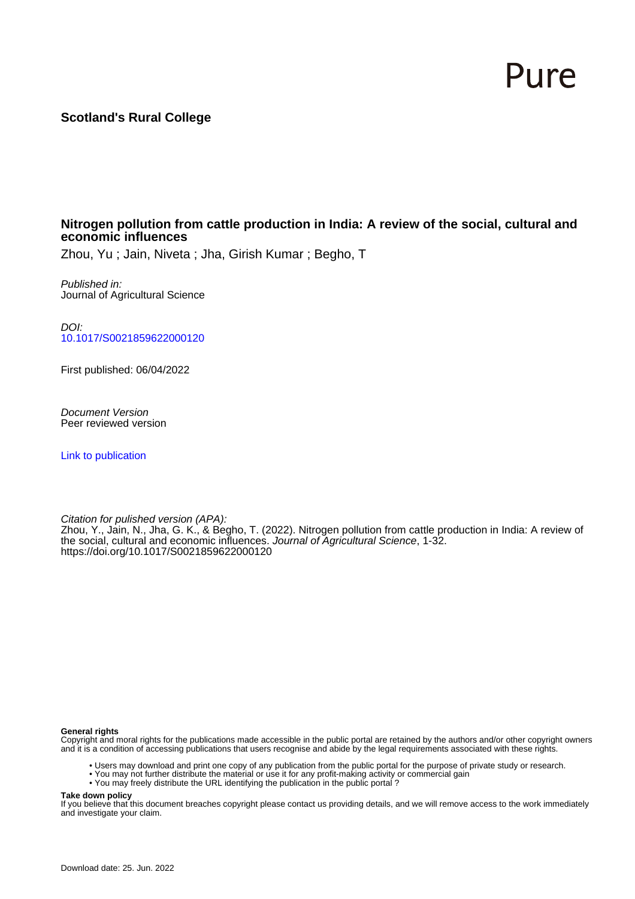Pure

**Scotland's Rural College**

# Nitrogen pollution from cattle production in India: A review of the social, cultural and economic influences

Zhou, Yu ; Jain, Niveta ; Jha, Girish Kumar ; Begho, T

*Published in:*
Journal of Agricultural Science

*DOI:*
10.1017/S0021859622000120

First published: 06/04/2022

*Document Version*
Peer reviewed version

Link to publication

*Citation for pulished version (APA):*
Zhou, Y., Jain, N., Jha, G. K., & Begho, T. (2022). Nitrogen pollution from cattle production in India: A review of the social, cultural and economic influences. *Journal of Agricultural Science*, 1-32. https://doi.org/10.1017/S0021859622000120

**General rights**
Copyright and moral rights for the publications made accessible in the public portal are retained by the authors and/or other copyright owners and it is a condition of accessing publications that users recognise and abide by the legal requirements associated with these rights.

- Users may download and print one copy of any publication from the public portal for the purpose of private study or research.
- You may not further distribute the material or use it for any profit-making activity or commercial gain
- You may freely distribute the URL identifying the publication in the public portal ?

**Take down policy**
If you believe that this document breaches copyright please contact us providing details, and we will remove access to the work immediately and investigate your claim.

Download date: 25. Jun. 2022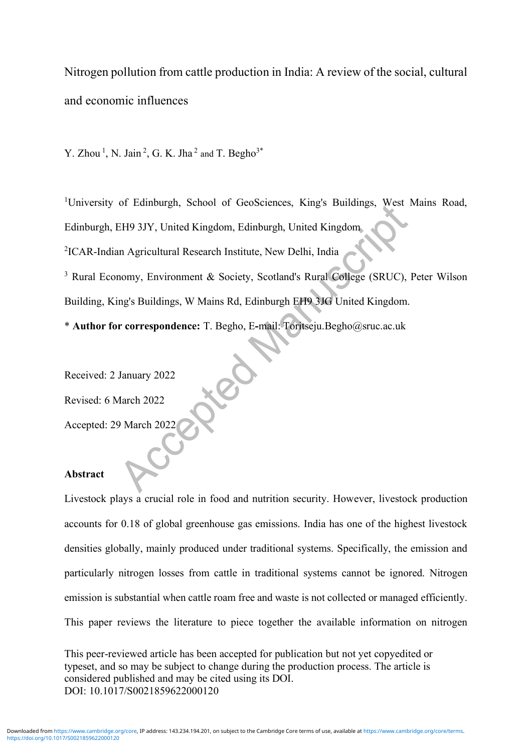Nitrogen pollution from cattle production in India: A review of the social, cultural and economic influences

Y. Zhou [1], N. Jain [2], G. K. Jha [2] and T. Begho[3*]

[1]University of Edinburgh, School of GeoSciences, King's Buildings, West Mains Road, Edinburgh, EH9 3JY, United Kingdom, Edinburgh, United Kingdom

[2]ICAR-Indian Agricultural Research Institute, New Delhi, India

[3] Rural Economy, Environment & Society, Scotland's Rural College (SRUC), Peter Wilson Building, King's Buildings, W Mains Rd, Edinburgh EH9 3JG United Kingdom.

\* **Author for correspondence:** T. Begho, E-mail: Toritseju.Begho@sruc.ac.uk

Received: 2 January 2022

Revised: 6 March 2022

Accepted: 29 March 2022

**Abstract**

Livestock plays a crucial role in food and nutrition security. However, livestock production accounts for 0.18 of global greenhouse gas emissions. India has one of the highest livestock densities globally, mainly produced under traditional systems. Specifically, the emission and particularly nitrogen losses from cattle in traditional systems cannot be ignored. Nitrogen emission is substantial when cattle roam free and waste is not collected or managed efficiently. This paper reviews the literature to piece together the available information on nitrogen

This peer-reviewed article has been accepted for publication but not yet copyedited or typeset, and so may be subject to change during the production process. The article is considered published and may be cited using its DOI.
DOI: 10.1017/S0021859622000120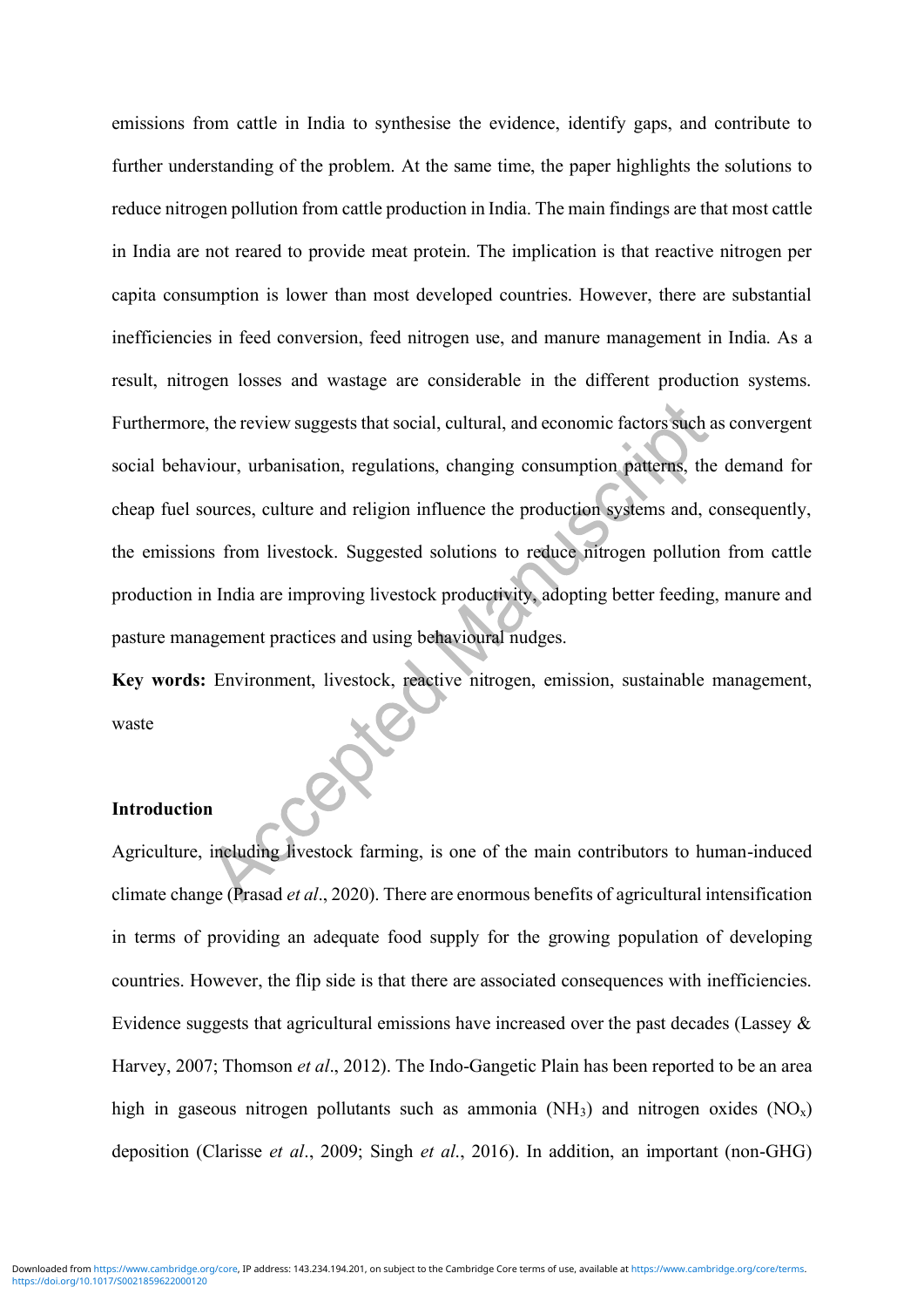emissions from cattle in India to synthesise the evidence, identify gaps, and contribute to further understanding of the problem. At the same time, the paper highlights the solutions to reduce nitrogen pollution from cattle production in India. The main findings are that most cattle in India are not reared to provide meat protein. The implication is that reactive nitrogen per capita consumption is lower than most developed countries. However, there are substantial inefficiencies in feed conversion, feed nitrogen use, and manure management in India. As a result, nitrogen losses and wastage are considerable in the different production systems. Furthermore, the review suggests that social, cultural, and economic factors such as convergent social behaviour, urbanisation, regulations, changing consumption patterns, the demand for cheap fuel sources, culture and religion influence the production systems and, consequently, the emissions from livestock. Suggested solutions to reduce nitrogen pollution from cattle production in India are improving livestock productivity, adopting better feeding, manure and pasture management practices and using behavioural nudges.

**Key words:** Environment, livestock, reactive nitrogen, emission, sustainable management, waste

## Introduction

Agriculture, including livestock farming, is one of the main contributors to human-induced climate change (Prasad *et al*., 2020). There are enormous benefits of agricultural intensification in terms of providing an adequate food supply for the growing population of developing countries. However, the flip side is that there are associated consequences with inefficiencies. Evidence suggests that agricultural emissions have increased over the past decades (Lassey & Harvey, 2007; Thomson *et al*., 2012). The Indo-Gangetic Plain has been reported to be an area high in gaseous nitrogen pollutants such as ammonia ($NH_3$) and nitrogen oxides ($NO_x$) deposition (Clarisse *et al*., 2009; Singh *et al*., 2016). In addition, an important (non-GHG)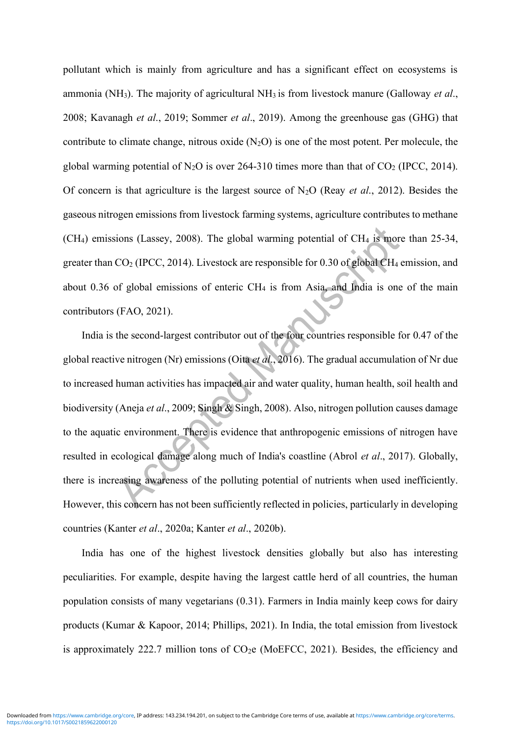pollutant which is mainly from agriculture and has a significant effect on ecosystems is ammonia ($NH_3$). The majority of agricultural $NH_3$ is from livestock manure (Galloway *et al*., 2008; Kavanagh *et al*., 2019; Sommer *et al*., 2019). Among the greenhouse gas (GHG) that contribute to climate change, nitrous oxide ($N_2O$) is one of the most potent. Per molecule, the global warming potential of $N_2O$ is over 264-310 times more than that of $CO_2$ (IPCC, 2014). Of concern is that agriculture is the largest source of $N_2O$ (Reay *et al*., 2012). Besides the gaseous nitrogen emissions from livestock farming systems, agriculture contributes to methane ($CH_4$) emissions (Lassey, 2008). The global warming potential of $CH_4$ is more than 25-34, greater than $CO_2$ (IPCC, 2014). Livestock are responsible for 0.30 of global $CH_4$ emission, and about 0.36 of global emissions of enteric $CH_4$ is from Asia, and India is one of the main contributors (FAO, 2021).

India is the second-largest contributor out of the four countries responsible for 0.47 of the global reactive nitrogen (Nr) emissions (Oita *et al*., 2016). The gradual accumulation of Nr due to increased human activities has impacted air and water quality, human health, soil health and biodiversity (Aneja *et al*., 2009; Singh & Singh, 2008). Also, nitrogen pollution causes damage to the aquatic environment. There is evidence that anthropogenic emissions of nitrogen have resulted in ecological damage along much of India's coastline (Abrol *et al*., 2017). Globally, there is increasing awareness of the polluting potential of nutrients when used inefficiently. However, this concern has not been sufficiently reflected in policies, particularly in developing countries (Kanter *et al*., 2020a; Kanter *et al*., 2020b).

India has one of the highest livestock densities globally but also has interesting peculiarities. For example, despite having the largest cattle herd of all countries, the human population consists of many vegetarians (0.31). Farmers in India mainly keep cows for dairy products (Kumar & Kapoor, 2014; Phillips, 2021). In India, the total emission from livestock is approximately 222.7 million tons of $CO_2e$ (MoEFCC, 2021). Besides, the efficiency and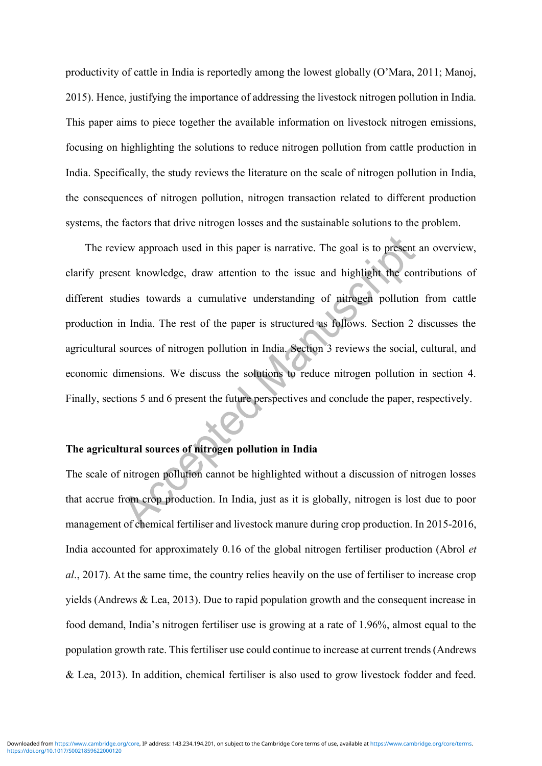productivity of cattle in India is reportedly among the lowest globally (O'Mara, 2011; Manoj, 2015). Hence, justifying the importance of addressing the livestock nitrogen pollution in India. This paper aims to piece together the available information on livestock nitrogen emissions, focusing on highlighting the solutions to reduce nitrogen pollution from cattle production in India. Specifically, the study reviews the literature on the scale of nitrogen pollution in India, the consequences of nitrogen pollution, nitrogen transaction related to different production systems, the factors that drive nitrogen losses and the sustainable solutions to the problem.

The review approach used in this paper is narrative. The goal is to present an overview, clarify present knowledge, draw attention to the issue and highlight the contributions of different studies towards a cumulative understanding of nitrogen pollution from cattle production in India. The rest of the paper is structured as follows. Section 2 discusses the agricultural sources of nitrogen pollution in India. Section 3 reviews the social, cultural, and economic dimensions. We discuss the solutions to reduce nitrogen pollution in section 4. Finally, sections 5 and 6 present the future perspectives and conclude the paper, respectively.

## The agricultural sources of nitrogen pollution in India

The scale of nitrogen pollution cannot be highlighted without a discussion of nitrogen losses that accrue from crop production. In India, just as it is globally, nitrogen is lost due to poor management of chemical fertiliser and livestock manure during crop production. In 2015-2016, India accounted for approximately 0.16 of the global nitrogen fertiliser production (Abrol *et al*., 2017). At the same time, the country relies heavily on the use of fertiliser to increase crop yields (Andrews & Lea, 2013). Due to rapid population growth and the consequent increase in food demand, India's nitrogen fertiliser use is growing at a rate of 1.96%, almost equal to the population growth rate. This fertiliser use could continue to increase at current trends (Andrews & Lea, 2013). In addition, chemical fertiliser is also used to grow livestock fodder and feed.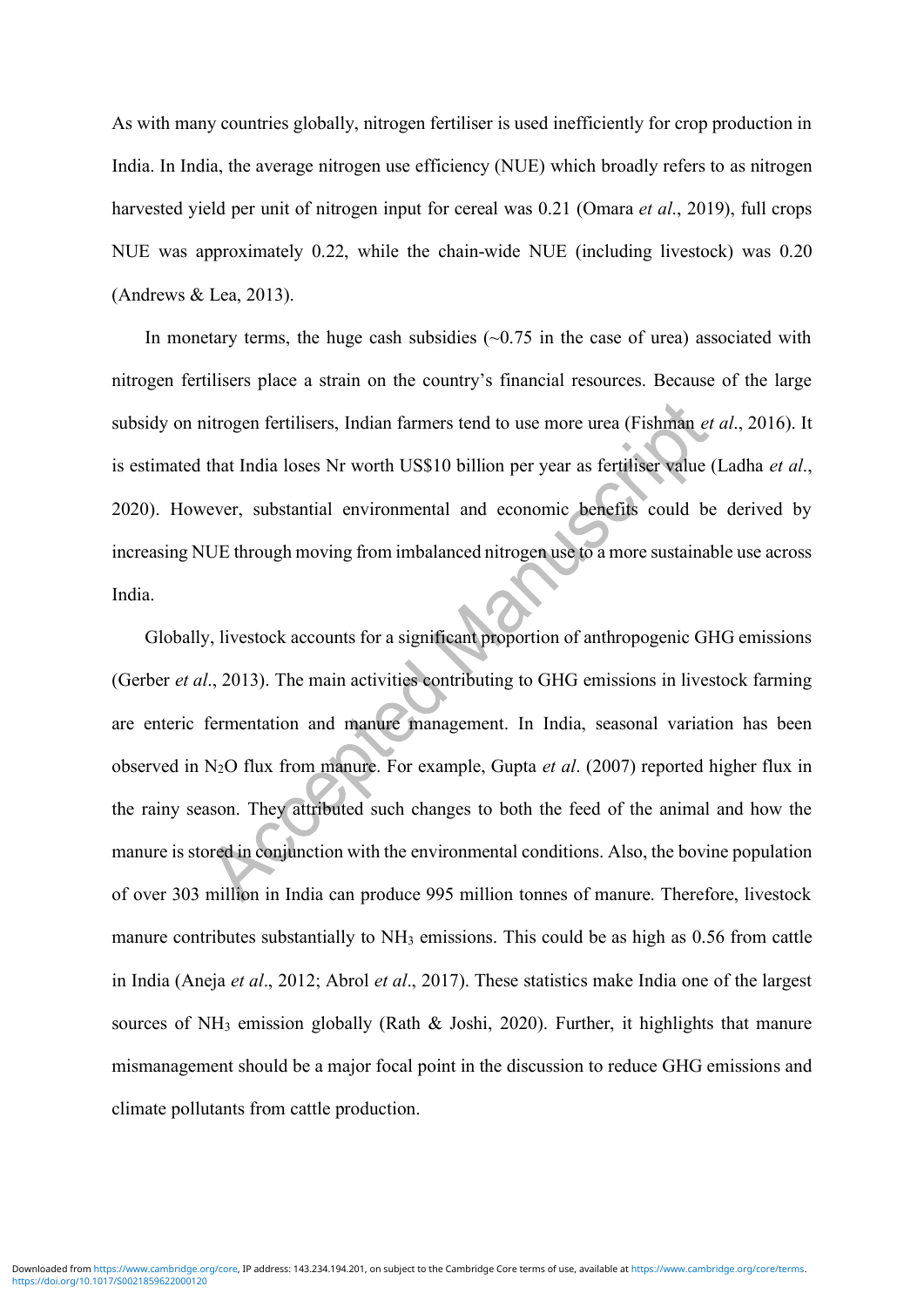As with many countries globally, nitrogen fertiliser is used inefficiently for crop production in India. In India, the average nitrogen use efficiency (NUE) which broadly refers to as nitrogen harvested yield per unit of nitrogen input for cereal was 0.21 (Omara *et al*., 2019), full crops NUE was approximately 0.22, while the chain-wide NUE (including livestock) was 0.20 (Andrews & Lea, 2013).

In monetary terms, the huge cash subsidies (~0.75 in the case of urea) associated with nitrogen fertilisers place a strain on the country's financial resources. Because of the large subsidy on nitrogen fertilisers, Indian farmers tend to use more urea (Fishman *et al*., 2016). It is estimated that India loses Nr worth US$10 billion per year as fertiliser value (Ladha *et al*., 2020). However, substantial environmental and economic benefits could be derived by increasing NUE through moving from imbalanced nitrogen use to a more sustainable use across India.

Globally, livestock accounts for a significant proportion of anthropogenic GHG emissions (Gerber *et al*., 2013). The main activities contributing to GHG emissions in livestock farming are enteric fermentation and manure management. In India, seasonal variation has been observed in $N_2O$ flux from manure. For example, Gupta *et al*. (2007) reported higher flux in the rainy season. They attributed such changes to both the feed of the animal and how the manure is stored in conjunction with the environmental conditions. Also, the bovine population of over 303 million in India can produce 995 million tonnes of manure. Therefore, livestock manure contributes substantially to $NH_3$ emissions. This could be as high as 0.56 from cattle in India (Aneja *et al*., 2012; Abrol *et al*., 2017). These statistics make India one of the largest sources of $NH_3$ emission globally (Rath & Joshi, 2020). Further, it highlights that manure mismanagement should be a major focal point in the discussion to reduce GHG emissions and climate pollutants from cattle production.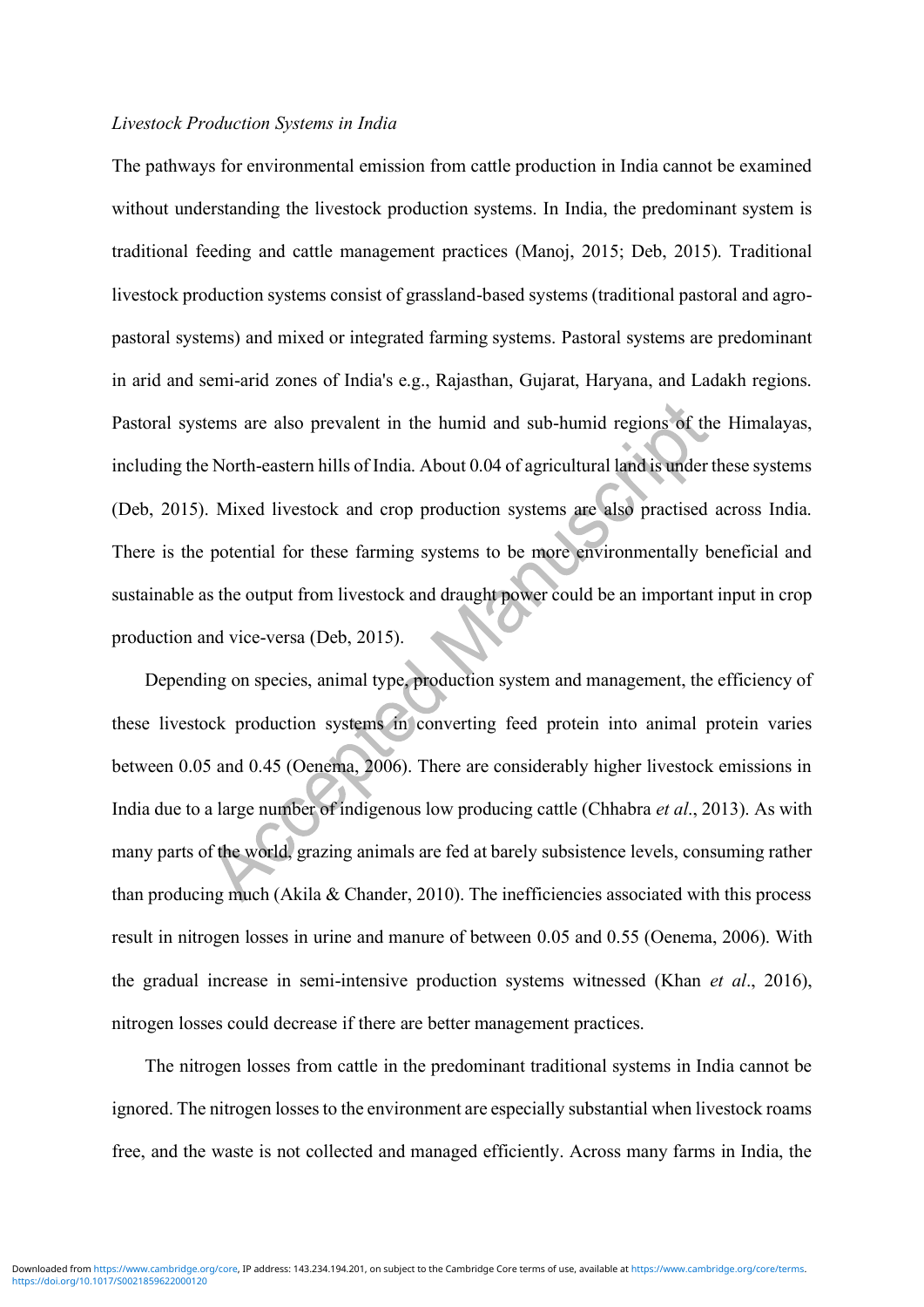*Livestock Production Systems in India*

The pathways for environmental emission from cattle production in India cannot be examined without understanding the livestock production systems. In India, the predominant system is traditional feeding and cattle management practices (Manoj, 2015; Deb, 2015). Traditional livestock production systems consist of grassland-based systems (traditional pastoral and agro-pastoral systems) and mixed or integrated farming systems. Pastoral systems are predominant in arid and semi-arid zones of India's e.g., Rajasthan, Gujarat, Haryana, and Ladakh regions. Pastoral systems are also prevalent in the humid and sub-humid regions of the Himalayas, including the North-eastern hills of India. About 0.04 of agricultural land is under these systems (Deb, 2015). Mixed livestock and crop production systems are also practised across India. There is the potential for these farming systems to be more environmentally beneficial and sustainable as the output from livestock and draught power could be an important input in crop production and vice-versa (Deb, 2015).

Depending on species, animal type, production system and management, the efficiency of these livestock production systems in converting feed protein into animal protein varies between 0.05 and 0.45 (Oenema, 2006). There are considerably higher livestock emissions in India due to a large number of indigenous low producing cattle (Chhabra *et al*., 2013). As with many parts of the world, grazing animals are fed at barely subsistence levels, consuming rather than producing much (Akila & Chander, 2010). The inefficiencies associated with this process result in nitrogen losses in urine and manure of between 0.05 and 0.55 (Oenema, 2006). With the gradual increase in semi-intensive production systems witnessed (Khan *et al*., 2016), nitrogen losses could decrease if there are better management practices.

The nitrogen losses from cattle in the predominant traditional systems in India cannot be ignored. The nitrogen losses to the environment are especially substantial when livestock roams free, and the waste is not collected and managed efficiently. Across many farms in India, the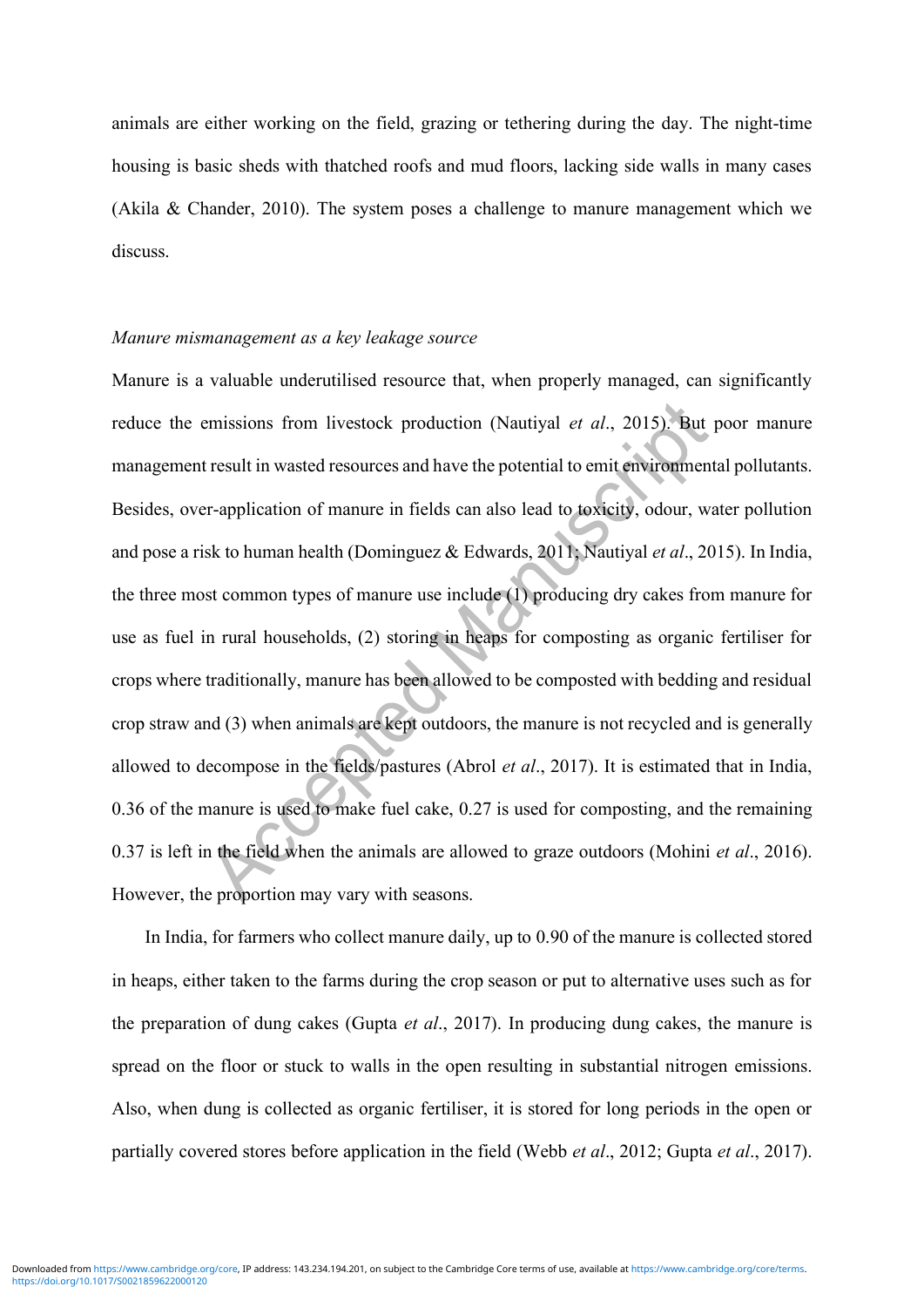animals are either working on the field, grazing or tethering during the day. The night-time housing is basic sheds with thatched roofs and mud floors, lacking side walls in many cases (Akila & Chander, 2010). The system poses a challenge to manure management which we discuss.

*Manure mismanagement as a key leakage source*

Manure is a valuable underutilised resource that, when properly managed, can significantly reduce the emissions from livestock production (Nautiyal *et al*., 2015). But poor manure management result in wasted resources and have the potential to emit environmental pollutants. Besides, over-application of manure in fields can also lead to toxicity, odour, water pollution and pose a risk to human health (Dominguez & Edwards, 2011; Nautiyal *et al*., 2015). In India, the three most common types of manure use include (1) producing dry cakes from manure for use as fuel in rural households, (2) storing in heaps for composting as organic fertiliser for crops where traditionally, manure has been allowed to be composted with bedding and residual crop straw and (3) when animals are kept outdoors, the manure is not recycled and is generally allowed to decompose in the fields/pastures (Abrol *et al*., 2017). It is estimated that in India, 0.36 of the manure is used to make fuel cake, 0.27 is used for composting, and the remaining 0.37 is left in the field when the animals are allowed to graze outdoors (Mohini *et al*., 2016). However, the proportion may vary with seasons.

In India, for farmers who collect manure daily, up to 0.90 of the manure is collected stored in heaps, either taken to the farms during the crop season or put to alternative uses such as for the preparation of dung cakes (Gupta *et al*., 2017). In producing dung cakes, the manure is spread on the floor or stuck to walls in the open resulting in substantial nitrogen emissions. Also, when dung is collected as organic fertiliser, it is stored for long periods in the open or partially covered stores before application in the field (Webb *et al*., 2012; Gupta *et al*., 2017).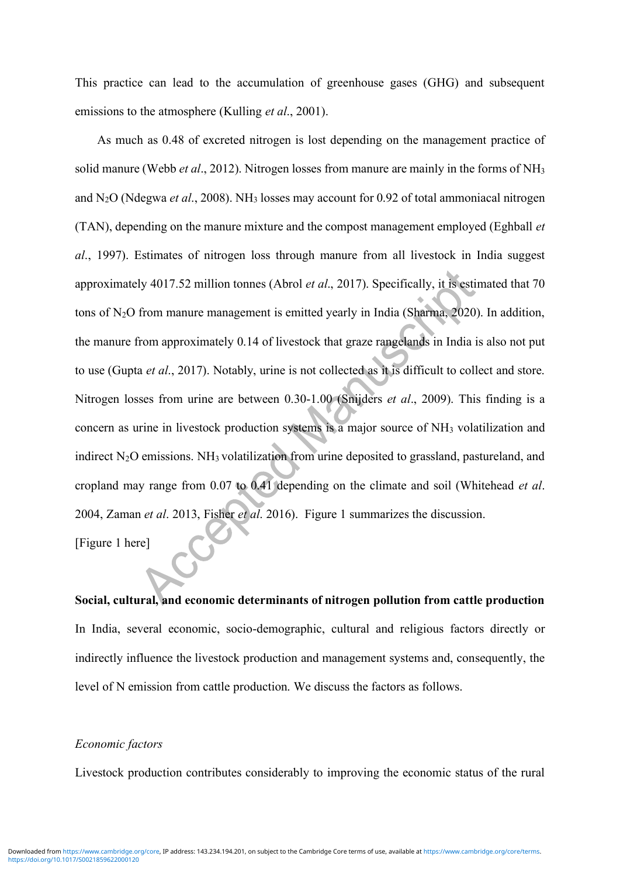This practice can lead to the accumulation of greenhouse gases (GHG) and subsequent emissions to the atmosphere (Kulling *et al*., 2001).

As much as 0.48 of excreted nitrogen is lost depending on the management practice of solid manure (Webb *et al*., 2012). Nitrogen losses from manure are mainly in the forms of $NH_3$ and $N_2O$ (Ndegwa *et al*., 2008). $NH_3$ losses may account for 0.92 of total ammoniacal nitrogen (TAN), depending on the manure mixture and the compost management employed (Eghball *et al*., 1997). Estimates of nitrogen loss through manure from all livestock in India suggest approximately 4017.52 million tonnes (Abrol *et al*., 2017). Specifically, it is estimated that 70 tons of $N_2O$ from manure management is emitted yearly in India (Sharma, 2020). In addition, the manure from approximately 0.14 of livestock that graze rangelands in India is also not put to use (Gupta *et al*., 2017). Notably, urine is not collected as it is difficult to collect and store. Nitrogen losses from urine are between 0.30-1.00 (Snijders *et al*., 2009). This finding is a concern as urine in livestock production systems is a major source of $NH_3$ volatilization and indirect $N_2O$ emissions. $NH_3$ volatilization from urine deposited to grassland, pastureland, and cropland may range from 0.07 to 0.41 depending on the climate and soil (Whitehead *et al*. 2004, Zaman *et al*. 2013, Fisher *et al*. 2016). Figure 1 summarizes the discussion.

[Figure 1 here]

**Social, cultural, and economic determinants of nitrogen pollution from cattle production**

In India, several economic, socio-demographic, cultural and religious factors directly or indirectly influence the livestock production and management systems and, consequently, the level of N emission from cattle production. We discuss the factors as follows.

*Economic factors*

Livestock production contributes considerably to improving the economic status of the rural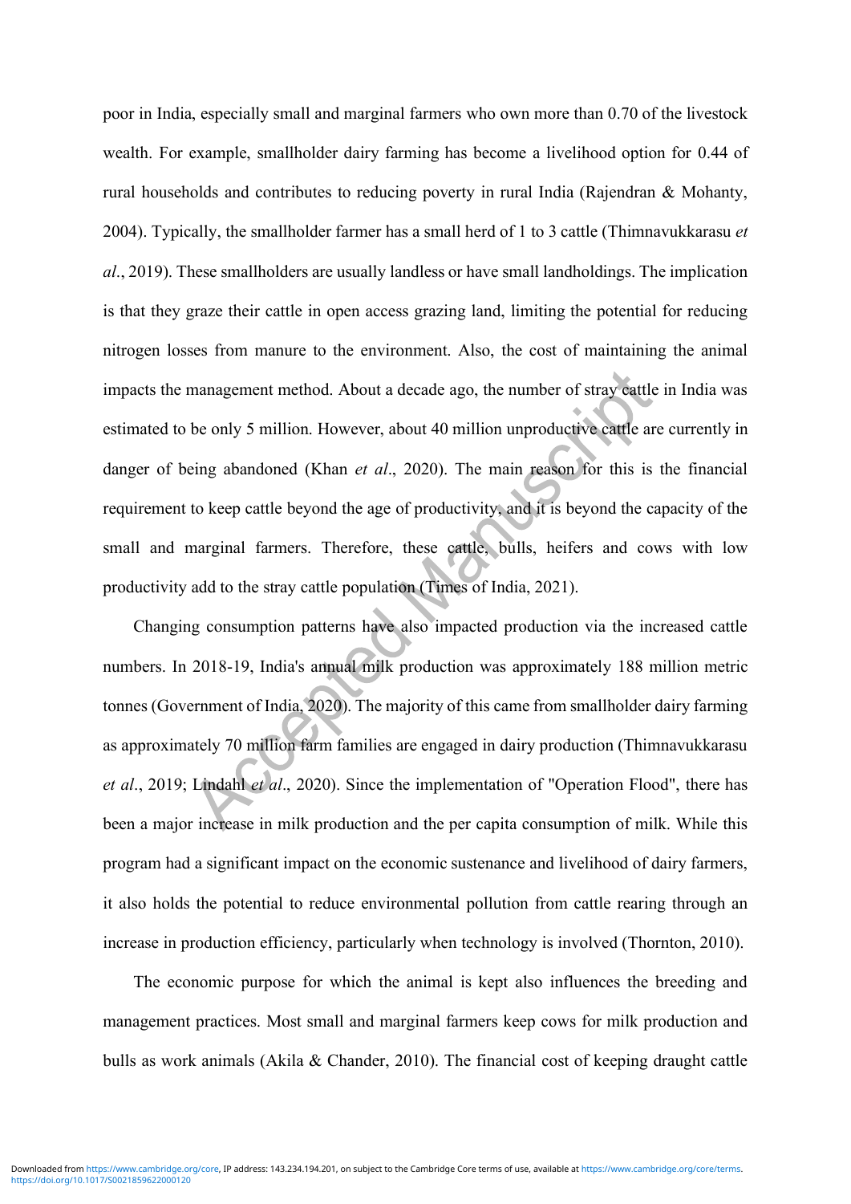poor in India, especially small and marginal farmers who own more than 0.70 of the livestock wealth. For example, smallholder dairy farming has become a livelihood option for 0.44 of rural households and contributes to reducing poverty in rural India (Rajendran & Mohanty, 2004). Typically, the smallholder farmer has a small herd of 1 to 3 cattle (Thimnavukkarasu *et al*., 2019). These smallholders are usually landless or have small landholdings. The implication is that they graze their cattle in open access grazing land, limiting the potential for reducing nitrogen losses from manure to the environment. Also, the cost of maintaining the animal impacts the management method. About a decade ago, the number of stray cattle in India was estimated to be only 5 million. However, about 40 million unproductive cattle are currently in danger of being abandoned (Khan *et al*., 2020). The main reason for this is the financial requirement to keep cattle beyond the age of productivity, and it is beyond the capacity of the small and marginal farmers. Therefore, these cattle, bulls, heifers and cows with low productivity add to the stray cattle population (Times of India, 2021).

Changing consumption patterns have also impacted production via the increased cattle numbers. In 2018-19, India's annual milk production was approximately 188 million metric tonnes (Government of India, 2020). The majority of this came from smallholder dairy farming as approximately 70 million farm families are engaged in dairy production (Thimnavukkarasu *et al*., 2019; Lindahl *et al*., 2020). Since the implementation of "Operation Flood", there has been a major increase in milk production and the per capita consumption of milk. While this program had a significant impact on the economic sustenance and livelihood of dairy farmers, it also holds the potential to reduce environmental pollution from cattle rearing through an increase in production efficiency, particularly when technology is involved (Thornton, 2010).

The economic purpose for which the animal is kept also influences the breeding and management practices. Most small and marginal farmers keep cows for milk production and bulls as work animals (Akila & Chander, 2010). The financial cost of keeping draught cattle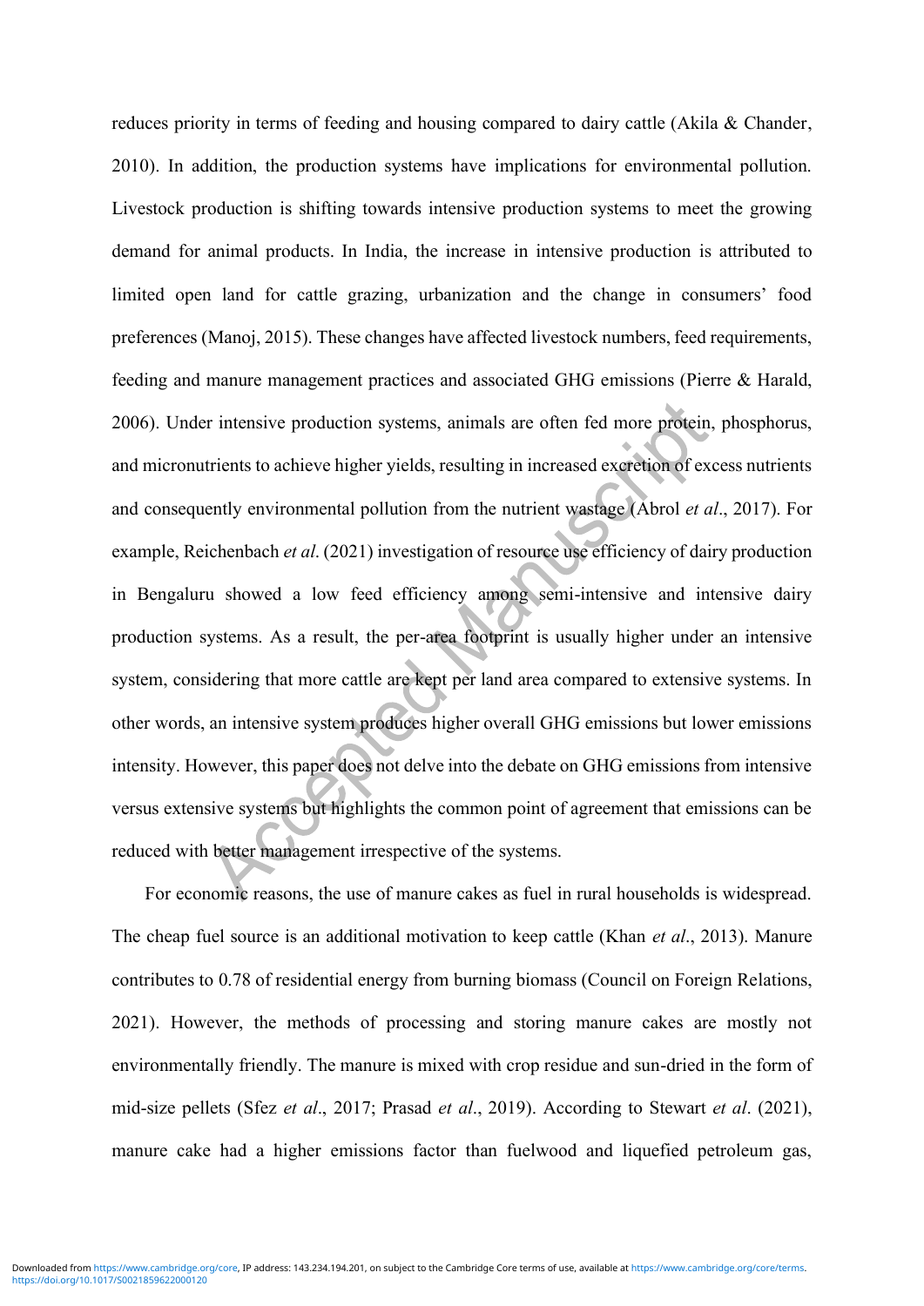reduces priority in terms of feeding and housing compared to dairy cattle (Akila & Chander, 2010). In addition, the production systems have implications for environmental pollution. Livestock production is shifting towards intensive production systems to meet the growing demand for animal products. In India, the increase in intensive production is attributed to limited open land for cattle grazing, urbanization and the change in consumers' food preferences (Manoj, 2015). These changes have affected livestock numbers, feed requirements, feeding and manure management practices and associated GHG emissions (Pierre & Harald, 2006). Under intensive production systems, animals are often fed more protein, phosphorus, and micronutrients to achieve higher yields, resulting in increased excretion of excess nutrients and consequently environmental pollution from the nutrient wastage (Abrol *et al*., 2017). For example, Reichenbach *et al*. (2021) investigation of resource use efficiency of dairy production in Bengaluru showed a low feed efficiency among semi-intensive and intensive dairy production systems. As a result, the per-area footprint is usually higher under an intensive system, considering that more cattle are kept per land area compared to extensive systems. In other words, an intensive system produces higher overall GHG emissions but lower emissions intensity. However, this paper does not delve into the debate on GHG emissions from intensive versus extensive systems but highlights the common point of agreement that emissions can be reduced with better management irrespective of the systems.

For economic reasons, the use of manure cakes as fuel in rural households is widespread. The cheap fuel source is an additional motivation to keep cattle (Khan *et al*., 2013). Manure contributes to 0.78 of residential energy from burning biomass (Council on Foreign Relations, 2021). However, the methods of processing and storing manure cakes are mostly not environmentally friendly. The manure is mixed with crop residue and sun-dried in the form of mid-size pellets (Sfez *et al*., 2017; Prasad *et al*., 2019). According to Stewart *et al*. (2021), manure cake had a higher emissions factor than fuelwood and liquefied petroleum gas,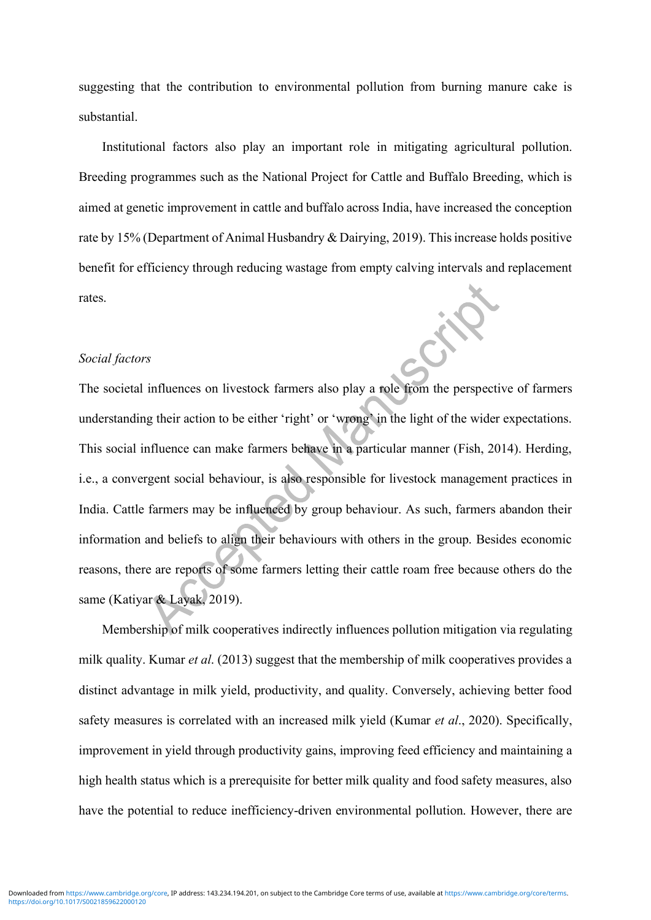suggesting that the contribution to environmental pollution from burning manure cake is substantial.

Institutional factors also play an important role in mitigating agricultural pollution. Breeding programmes such as the National Project for Cattle and Buffalo Breeding, which is aimed at genetic improvement in cattle and buffalo across India, have increased the conception rate by 15% (Department of Animal Husbandry & Dairying, 2019). This increase holds positive benefit for efficiency through reducing wastage from empty calving intervals and replacement rates.

*Social factors*

The societal influences on livestock farmers also play a role from the perspective of farmers understanding their action to be either 'right' or 'wrong' in the light of the wider expectations. This social influence can make farmers behave in a particular manner (Fish, 2014). Herding, i.e., a convergent social behaviour, is also responsible for livestock management practices in India. Cattle farmers may be influenced by group behaviour. As such, farmers abandon their information and beliefs to align their behaviours with others in the group. Besides economic reasons, there are reports of some farmers letting their cattle roam free because others do the same (Katiyar & Layak, 2019).

Membership of milk cooperatives indirectly influences pollution mitigation via regulating milk quality. Kumar *et al*. (2013) suggest that the membership of milk cooperatives provides a distinct advantage in milk yield, productivity, and quality. Conversely, achieving better food safety measures is correlated with an increased milk yield (Kumar *et al*., 2020). Specifically, improvement in yield through productivity gains, improving feed efficiency and maintaining a high health status which is a prerequisite for better milk quality and food safety measures, also have the potential to reduce inefficiency-driven environmental pollution. However, there are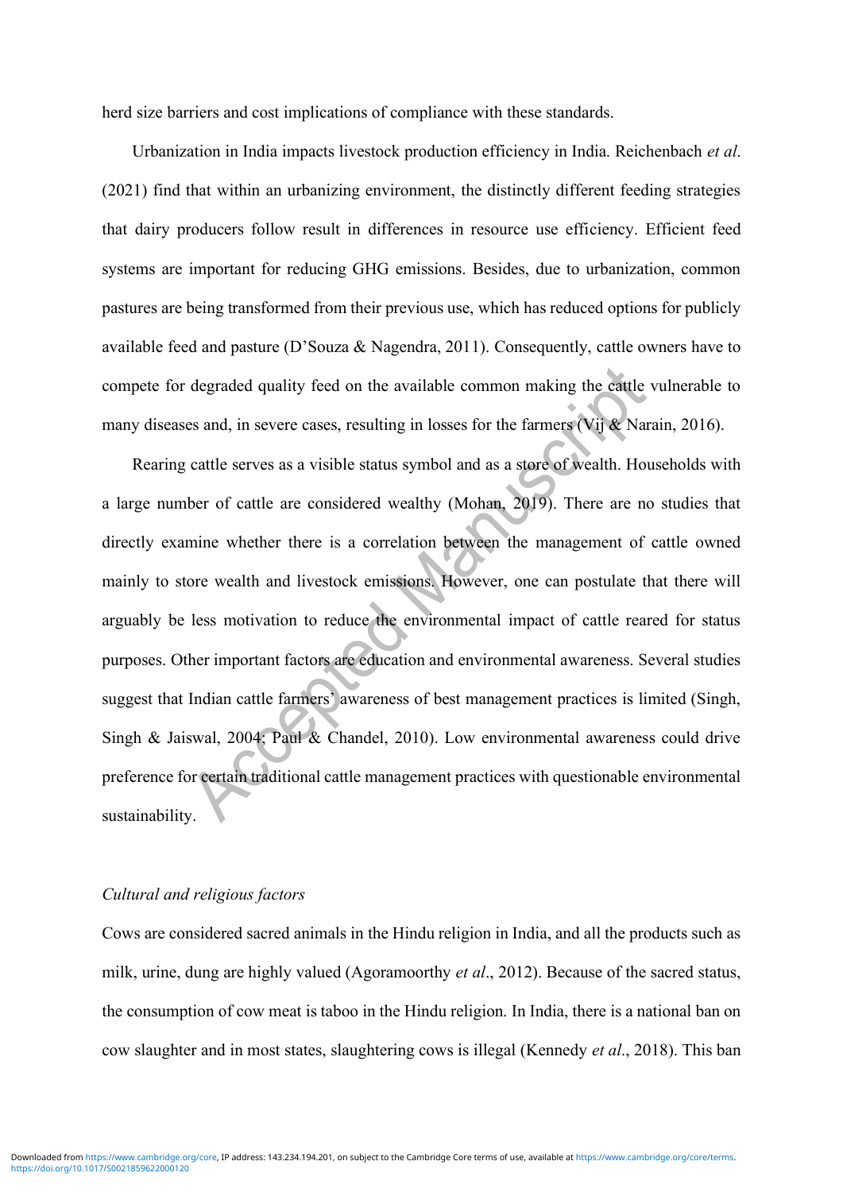herd size barriers and cost implications of compliance with these standards.

Urbanization in India impacts livestock production efficiency in India. Reichenbach *et al.* (2021) find that within an urbanizing environment, the distinctly different feeding strategies that dairy producers follow result in differences in resource use efficiency. Efficient feed systems are important for reducing GHG emissions. Besides, due to urbanization, common pastures are being transformed from their previous use, which has reduced options for publicly available feed and pasture (D'Souza & Nagendra, 2011). Consequently, cattle owners have to compete for degraded quality feed on the available common making the cattle vulnerable to many diseases and, in severe cases, resulting in losses for the farmers (Vij & Narain, 2016).

Rearing cattle serves as a visible status symbol and as a store of wealth. Households with a large number of cattle are considered wealthy (Mohan, 2019). There are no studies that directly examine whether there is a correlation between the management of cattle owned mainly to store wealth and livestock emissions. However, one can postulate that there will arguably be less motivation to reduce the environmental impact of cattle reared for status purposes. Other important factors are education and environmental awareness. Several studies suggest that Indian cattle farmers' awareness of best management practices is limited (Singh, Singh & Jaiswal, 2004; Paul & Chandel, 2010). Low environmental awareness could drive preference for certain traditional cattle management practices with questionable environmental sustainability.

*Cultural and religious factors*

Cows are considered sacred animals in the Hindu religion in India, and all the products such as milk, urine, dung are highly valued (Agoramoorthy *et al.*, 2012). Because of the sacred status, the consumption of cow meat is taboo in the Hindu religion. In India, there is a national ban on cow slaughter and in most states, slaughtering cows is illegal (Kennedy *et al.*, 2018). This ban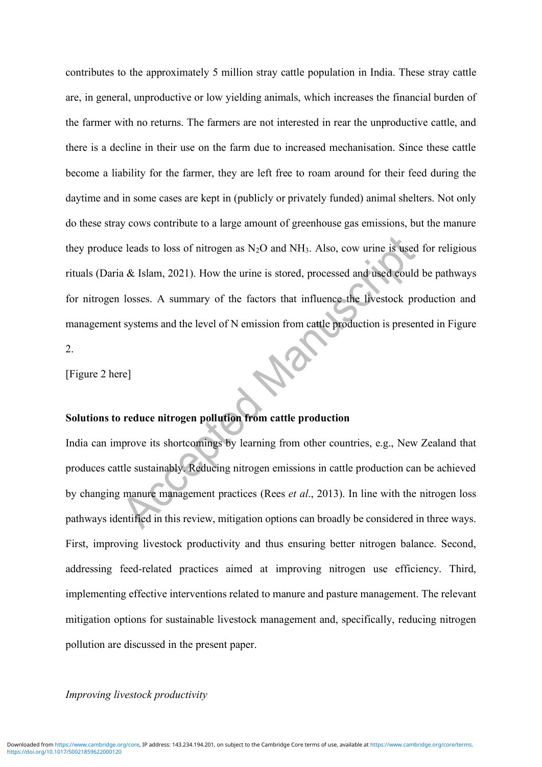contributes to the approximately 5 million stray cattle population in India. These stray cattle are, in general, unproductive or low yielding animals, which increases the financial burden of the farmer with no returns. The farmers are not interested in rear the unproductive cattle, and there is a decline in their use on the farm due to increased mechanisation. Since these cattle become a liability for the farmer, they are left free to roam around for their feed during the daytime and in some cases are kept in (publicly or privately funded) animal shelters. Not only do these stray cows contribute to a large amount of greenhouse gas emissions, but the manure they produce leads to loss of nitrogen as $N_2O$ and $NH_3$. Also, cow urine is used for religious rituals (Daria & Islam, 2021). How the urine is stored, processed and used could be pathways for nitrogen losses. A summary of the factors that influence the livestock production and management systems and the level of N emission from cattle production is presented in Figure 2.

[Figure 2 here]

**Solutions to reduce nitrogen pollution from cattle production**

India can improve its shortcomings by learning from other countries, e.g., New Zealand that produces cattle sustainably. Reducing nitrogen emissions in cattle production can be achieved by changing manure management practices (Rees *et al*., 2013). In line with the nitrogen loss pathways identified in this review, mitigation options can broadly be considered in three ways. First, improving livestock productivity and thus ensuring better nitrogen balance. Second, addressing feed-related practices aimed at improving nitrogen use efficiency. Third, implementing effective interventions related to manure and pasture management. The relevant mitigation options for sustainable livestock management and, specifically, reducing nitrogen pollution are discussed in the present paper.

*Improving livestock productivity*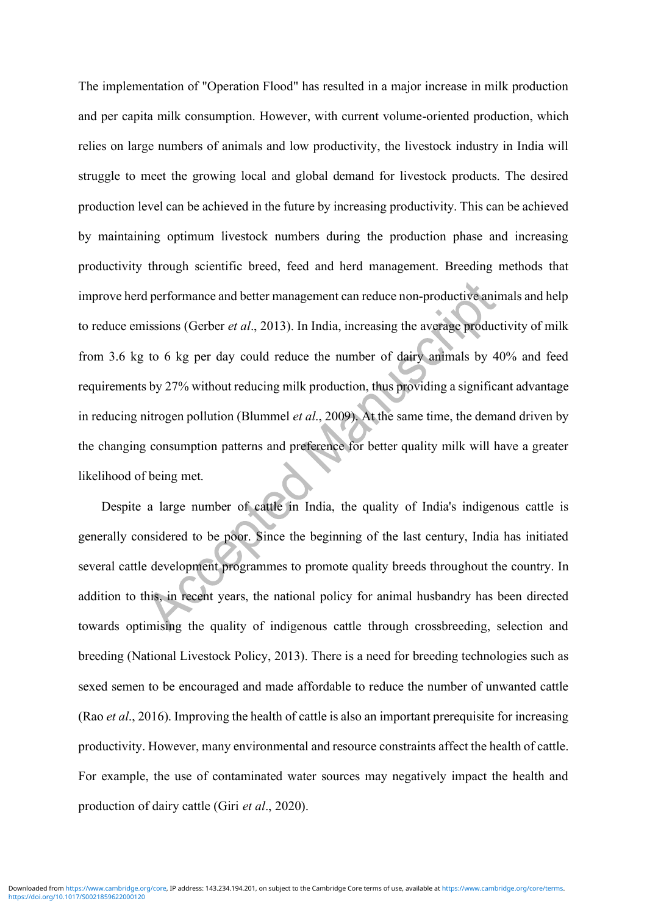The implementation of "Operation Flood" has resulted in a major increase in milk production and per capita milk consumption. However, with current volume-oriented production, which relies on large numbers of animals and low productivity, the livestock industry in India will struggle to meet the growing local and global demand for livestock products. The desired production level can be achieved in the future by increasing productivity. This can be achieved by maintaining optimum livestock numbers during the production phase and increasing productivity through scientific breed, feed and herd management. Breeding methods that improve herd performance and better management can reduce non-productive animals and help to reduce emissions (Gerber *et al*., 2013). In India, increasing the average productivity of milk from 3.6 kg to 6 kg per day could reduce the number of dairy animals by 40% and feed requirements by 27% without reducing milk production, thus providing a significant advantage in reducing nitrogen pollution (Blummel *et al*., 2009). At the same time, the demand driven by the changing consumption patterns and preference for better quality milk will have a greater likelihood of being met.

Despite a large number of cattle in India, the quality of India's indigenous cattle is generally considered to be poor. Since the beginning of the last century, India has initiated several cattle development programmes to promote quality breeds throughout the country. In addition to this, in recent years, the national policy for animal husbandry has been directed towards optimising the quality of indigenous cattle through crossbreeding, selection and breeding (National Livestock Policy, 2013). There is a need for breeding technologies such as sexed semen to be encouraged and made affordable to reduce the number of unwanted cattle (Rao *et al*., 2016). Improving the health of cattle is also an important prerequisite for increasing productivity. However, many environmental and resource constraints affect the health of cattle. For example, the use of contaminated water sources may negatively impact the health and production of dairy cattle (Giri *et al*., 2020).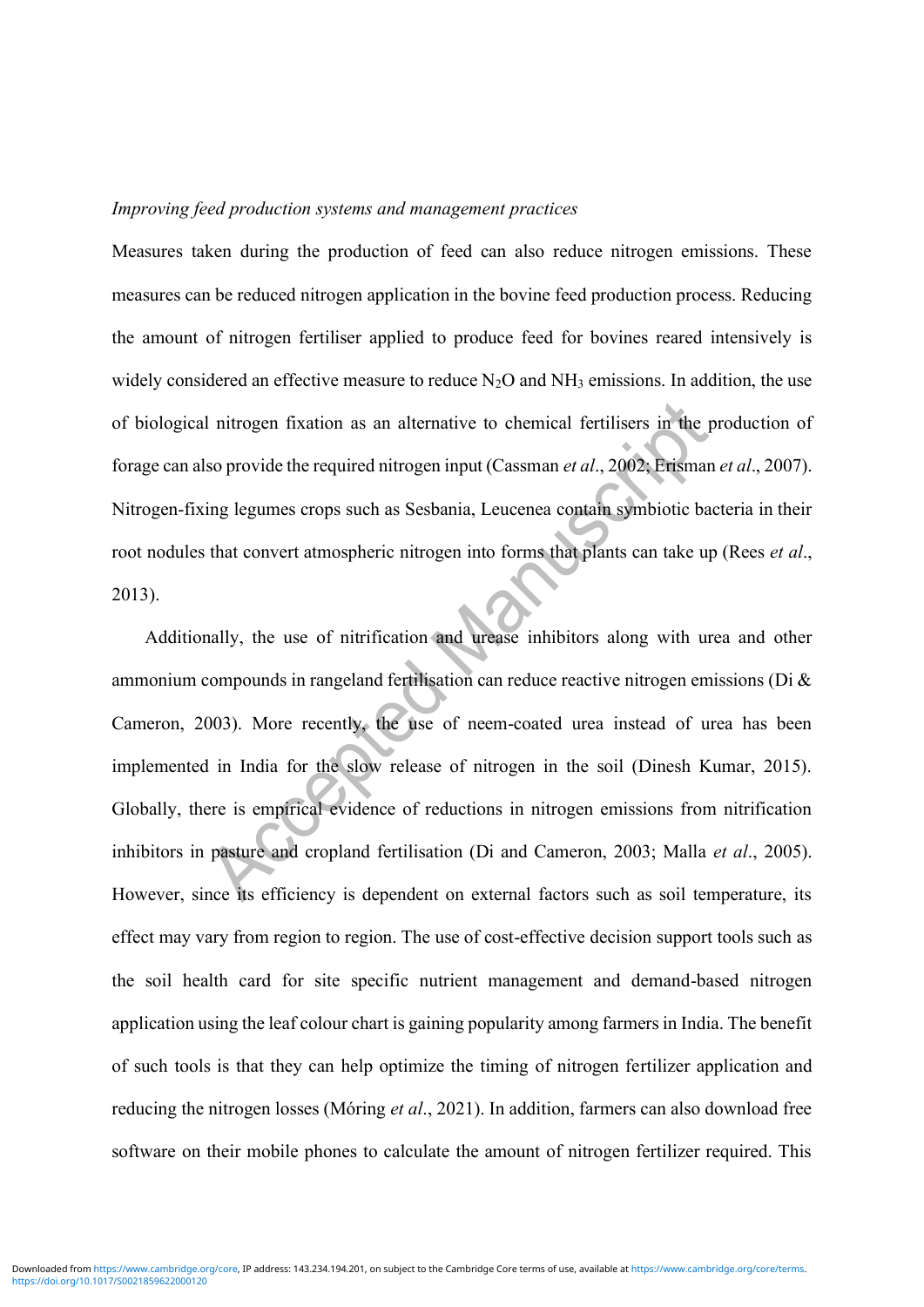*Improving feed production systems and management practices*

Measures taken during the production of feed can also reduce nitrogen emissions. These measures can be reduced nitrogen application in the bovine feed production process. Reducing the amount of nitrogen fertiliser applied to produce feed for bovines reared intensively is widely considered an effective measure to reduce $N_2O$ and $NH_3$ emissions. In addition, the use of biological nitrogen fixation as an alternative to chemical fertilisers in the production of forage can also provide the required nitrogen input (Cassman *et al*., 2002; Erisman *et al*., 2007). Nitrogen-fixing legumes crops such as Sesbania, Leucenea contain symbiotic bacteria in their root nodules that convert atmospheric nitrogen into forms that plants can take up (Rees *et al*., 2013).

Additionally, the use of nitrification and urease inhibitors along with urea and other ammonium compounds in rangeland fertilisation can reduce reactive nitrogen emissions (Di & Cameron, 2003). More recently, the use of neem-coated urea instead of urea has been implemented in India for the slow release of nitrogen in the soil (Dinesh Kumar, 2015). Globally, there is empirical evidence of reductions in nitrogen emissions from nitrification inhibitors in pasture and cropland fertilisation (Di and Cameron, 2003; Malla *et al*., 2005). However, since its efficiency is dependent on external factors such as soil temperature, its effect may vary from region to region. The use of cost-effective decision support tools such as the soil health card for site specific nutrient management and demand-based nitrogen application using the leaf colour chart is gaining popularity among farmers in India. The benefit of such tools is that they can help optimize the timing of nitrogen fertilizer application and reducing the nitrogen losses (Móring *et al*., 2021). In addition, farmers can also download free software on their mobile phones to calculate the amount of nitrogen fertilizer required. This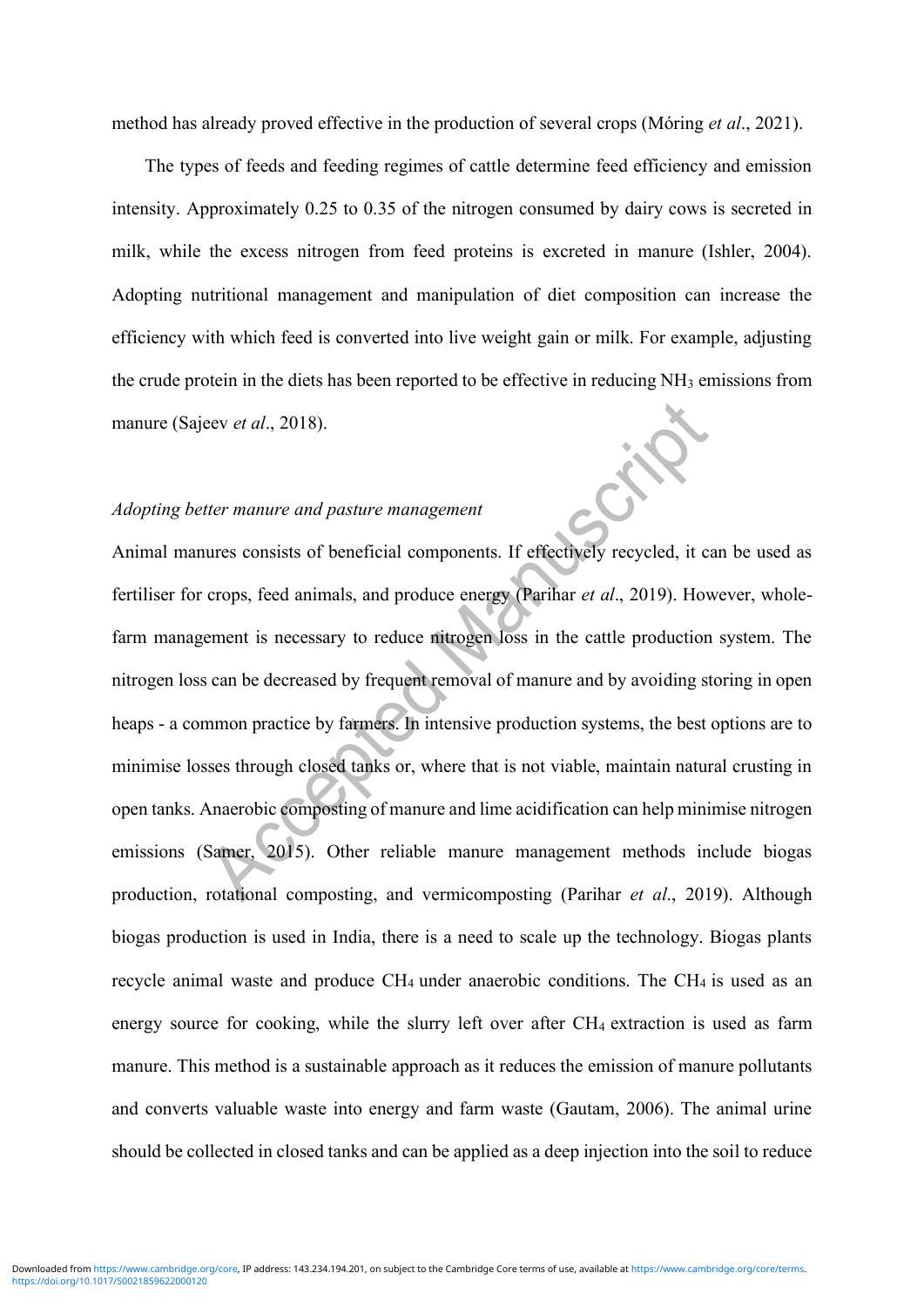method has already proved effective in the production of several crops (Móring *et al*., 2021).

The types of feeds and feeding regimes of cattle determine feed efficiency and emission intensity. Approximately 0.25 to 0.35 of the nitrogen consumed by dairy cows is secreted in milk, while the excess nitrogen from feed proteins is excreted in manure (Ishler, 2004). Adopting nutritional management and manipulation of diet composition can increase the efficiency with which feed is converted into live weight gain or milk. For example, adjusting the crude protein in the diets has been reported to be effective in reducing $NH_3$ emissions from manure (Sajeev *et al*., 2018).

*Adopting better manure and pasture management*

Animal manures consists of beneficial components. If effectively recycled, it can be used as fertiliser for crops, feed animals, and produce energy (Parihar *et al*., 2019). However, whole-farm management is necessary to reduce nitrogen loss in the cattle production system. The nitrogen loss can be decreased by frequent removal of manure and by avoiding storing in open heaps - a common practice by farmers. In intensive production systems, the best options are to minimise losses through closed tanks or, where that is not viable, maintain natural crusting in open tanks. Anaerobic composting of manure and lime acidification can help minimise nitrogen emissions (Samer, 2015). Other reliable manure management methods include biogas production, rotational composting, and vermicomposting (Parihar *et al*., 2019). Although biogas production is used in India, there is a need to scale up the technology. Biogas plants recycle animal waste and produce $CH_4$ under anaerobic conditions. The $CH_4$ is used as an energy source for cooking, while the slurry left over after $CH_4$ extraction is used as farm manure. This method is a sustainable approach as it reduces the emission of manure pollutants and converts valuable waste into energy and farm waste (Gautam, 2006). The animal urine should be collected in closed tanks and can be applied as a deep injection into the soil to reduce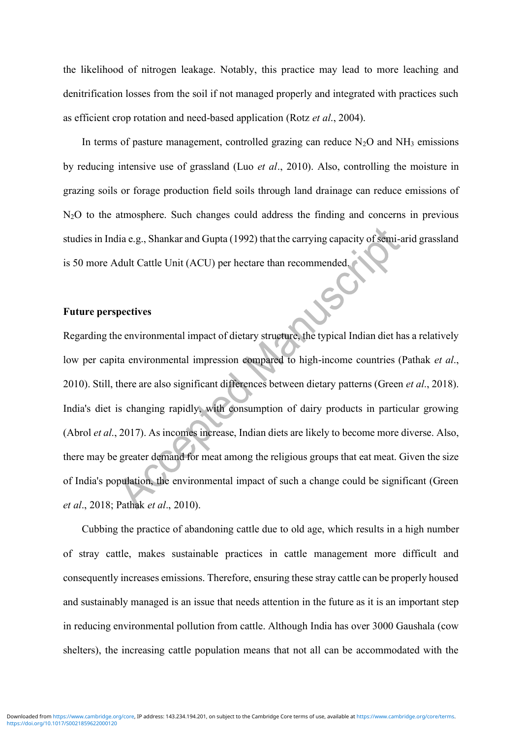the likelihood of nitrogen leakage. Notably, this practice may lead to more leaching and denitrification losses from the soil if not managed properly and integrated with practices such as efficient crop rotation and need-based application (Rotz *et al*., 2004).

In terms of pasture management, controlled grazing can reduce $N_2O$ and $NH_3$ emissions by reducing intensive use of grassland (Luo *et al*., 2010). Also, controlling the moisture in grazing soils or forage production field soils through land drainage can reduce emissions of $N_2O$ to the atmosphere. Such changes could address the finding and concerns in previous studies in India e.g., Shankar and Gupta (1992) that the carrying capacity of semi-arid grassland is 50 more Adult Cattle Unit (ACU) per hectare than recommended.

**Future perspectives**

Regarding the environmental impact of dietary structure, the typical Indian diet has a relatively low per capita environmental impression compared to high-income countries (Pathak *et al*., 2010). Still, there are also significant differences between dietary patterns (Green *et al*., 2018). India's diet is changing rapidly, with consumption of dairy products in particular growing (Abrol *et al*., 2017). As incomes increase, Indian diets are likely to become more diverse. Also, there may be greater demand for meat among the religious groups that eat meat. Given the size of India's population, the environmental impact of such a change could be significant (Green *et al*., 2018; Pathak *et al*., 2010).

Cubbing the practice of abandoning cattle due to old age, which results in a high number of stray cattle, makes sustainable practices in cattle management more difficult and consequently increases emissions. Therefore, ensuring these stray cattle can be properly housed and sustainably managed is an issue that needs attention in the future as it is an important step in reducing environmental pollution from cattle. Although India has over 3000 Gaushala (cow shelters), the increasing cattle population means that not all can be accommodated with the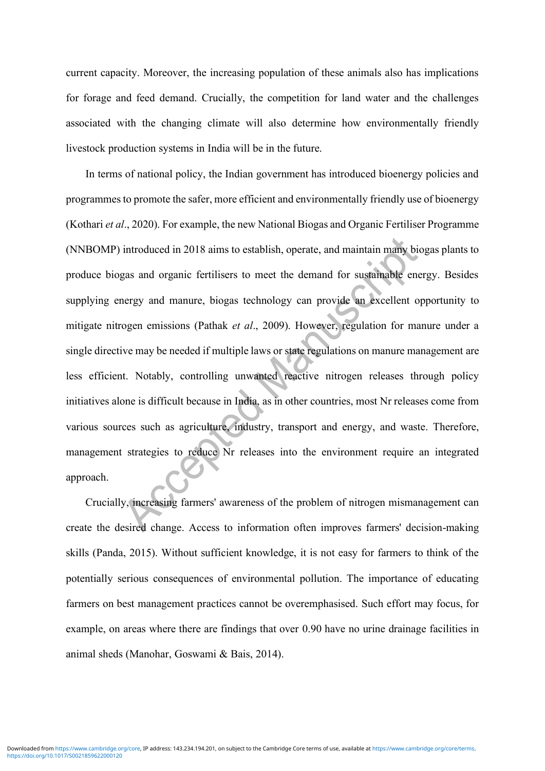current capacity. Moreover, the increasing population of these animals also has implications for forage and feed demand. Crucially, the competition for land water and the challenges associated with the changing climate will also determine how environmentally friendly livestock production systems in India will be in the future.

In terms of national policy, the Indian government has introduced bioenergy policies and programmes to promote the safer, more efficient and environmentally friendly use of bioenergy (Kothari *et al*., 2020). For example, the new National Biogas and Organic Fertiliser Programme (NNBOMP) introduced in 2018 aims to establish, operate, and maintain many biogas plants to produce biogas and organic fertilisers to meet the demand for sustainable energy. Besides supplying energy and manure, biogas technology can provide an excellent opportunity to mitigate nitrogen emissions (Pathak *et al*., 2009). However, regulation for manure under a single directive may be needed if multiple laws or state regulations on manure management are less efficient. Notably, controlling unwanted reactive nitrogen releases through policy initiatives alone is difficult because in India, as in other countries, most Nr releases come from various sources such as agriculture, industry, transport and energy, and waste. Therefore, management strategies to reduce Nr releases into the environment require an integrated approach.

Crucially, increasing farmers' awareness of the problem of nitrogen mismanagement can create the desired change. Access to information often improves farmers' decision-making skills (Panda, 2015). Without sufficient knowledge, it is not easy for farmers to think of the potentially serious consequences of environmental pollution. The importance of educating farmers on best management practices cannot be overemphasised. Such effort may focus, for example, on areas where there are findings that over 0.90 have no urine drainage facilities in animal sheds (Manohar, Goswami & Bais, 2014).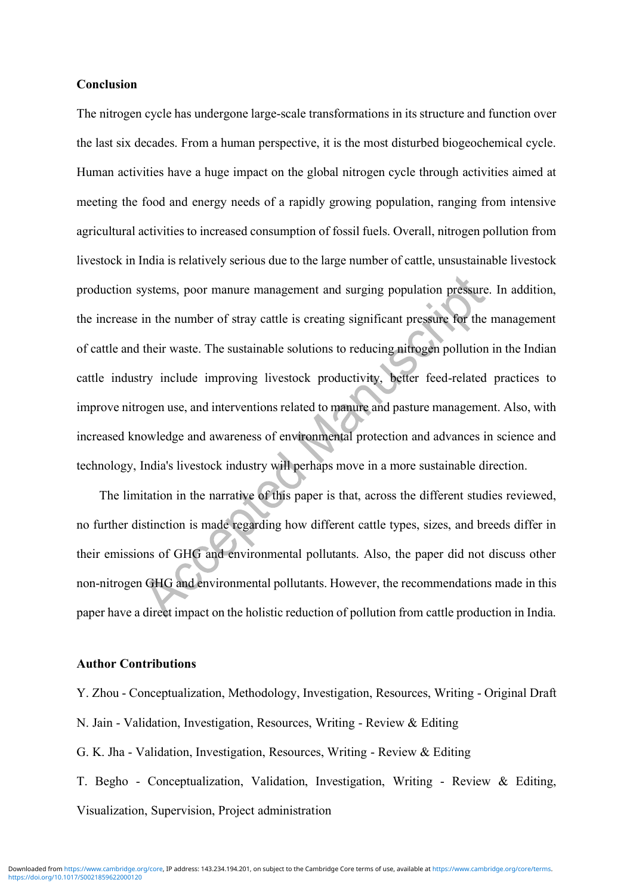## Conclusion

The nitrogen cycle has undergone large-scale transformations in its structure and function over the last six decades. From a human perspective, it is the most disturbed biogeochemical cycle. Human activities have a huge impact on the global nitrogen cycle through activities aimed at meeting the food and energy needs of a rapidly growing population, ranging from intensive agricultural activities to increased consumption of fossil fuels. Overall, nitrogen pollution from livestock in India is relatively serious due to the large number of cattle, unsustainable livestock production systems, poor manure management and surging population pressure. In addition, the increase in the number of stray cattle is creating significant pressure for the management of cattle and their waste. The sustainable solutions to reducing nitrogen pollution in the Indian cattle industry include improving livestock productivity, better feed-related practices to improve nitrogen use, and interventions related to manure and pasture management. Also, with increased knowledge and awareness of environmental protection and advances in science and technology, India's livestock industry will perhaps move in a more sustainable direction.

The limitation in the narrative of this paper is that, across the different studies reviewed, no further distinction is made regarding how different cattle types, sizes, and breeds differ in their emissions of GHG and environmental pollutants. Also, the paper did not discuss other non-nitrogen GHG and environmental pollutants. However, the recommendations made in this paper have a direct impact on the holistic reduction of pollution from cattle production in India.

## Author Contributions

Y. Zhou - Conceptualization, Methodology, Investigation, Resources, Writing - Original Draft

N. Jain - Validation, Investigation, Resources, Writing - Review & Editing

G. K. Jha - Validation, Investigation, Resources, Writing - Review & Editing

T. Begho - Conceptualization, Validation, Investigation, Writing - Review & Editing, Visualization, Supervision, Project administration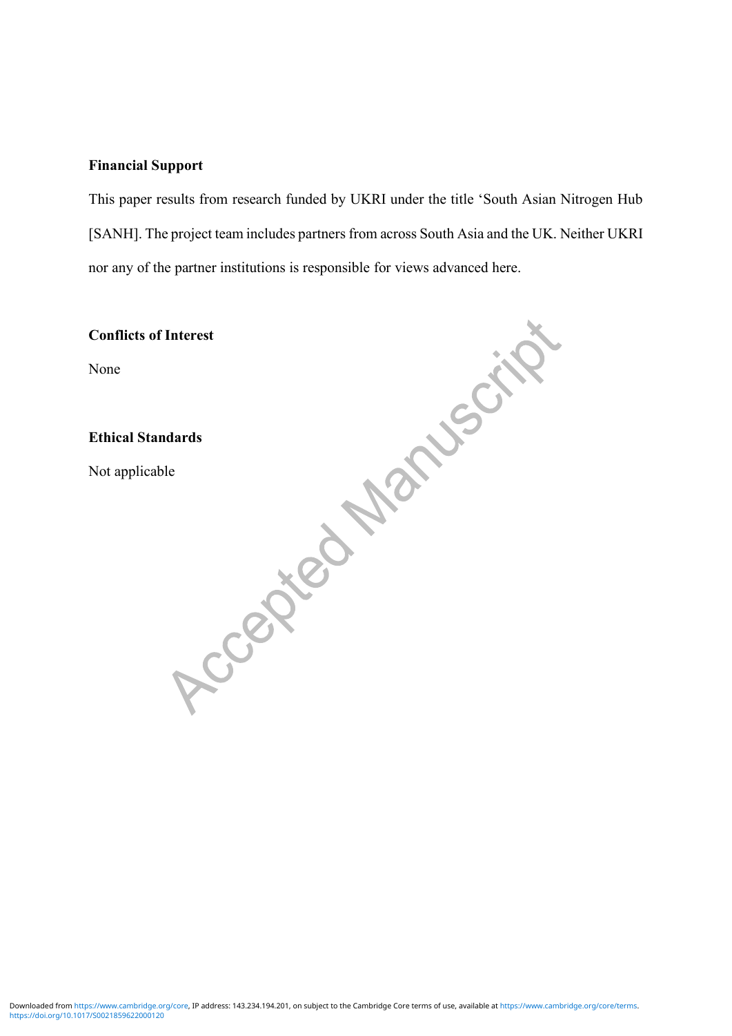**Financial Support**

This paper results from research funded by UKRI under the title 'South Asian Nitrogen Hub [SANH]. The project team includes partners from across South Asia and the UK. Neither UKRI nor any of the partner institutions is responsible for views advanced here.

**Conflicts of Interest**

None

**Ethical Standards**

Not applicable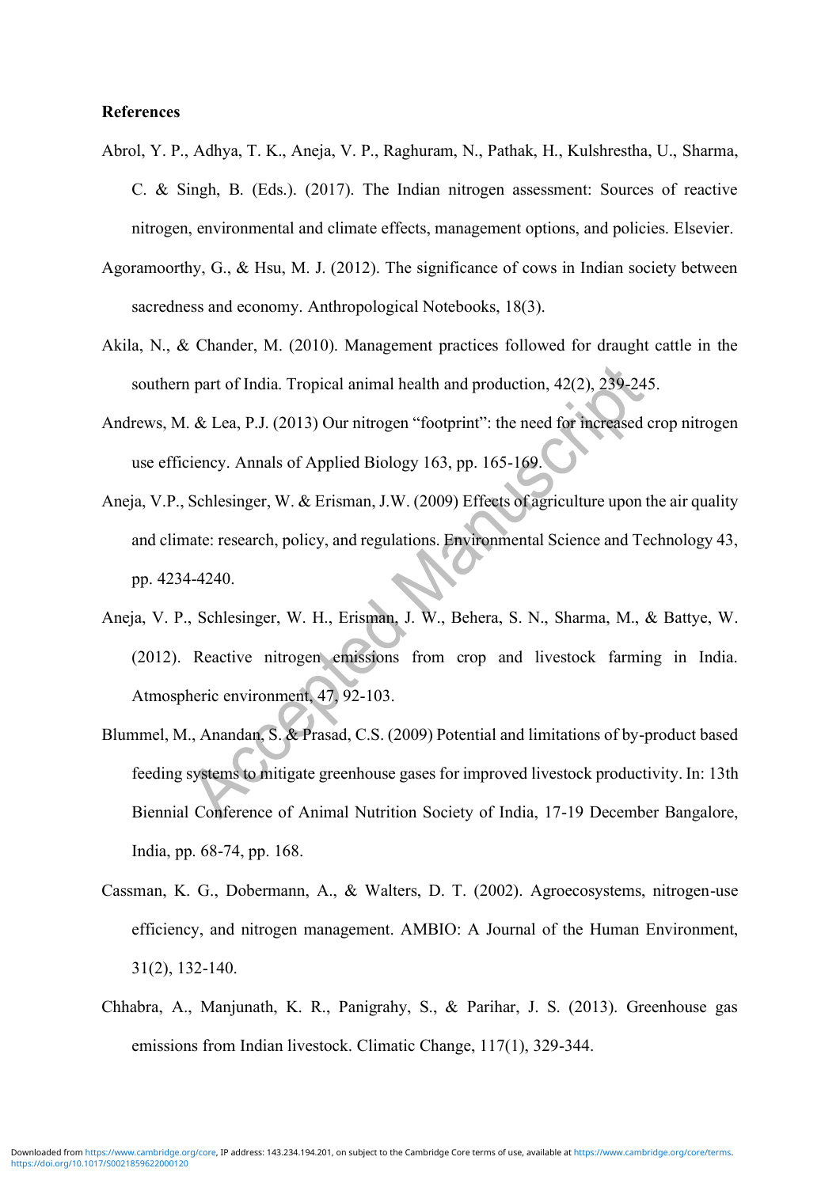**References**

Abrol, Y. P., Adhya, T. K., Aneja, V. P., Raghuram, N., Pathak, H., Kulshrestha, U., Sharma, C. & Singh, B. (Eds.). (2017). The Indian nitrogen assessment: Sources of reactive nitrogen, environmental and climate effects, management options, and policies. Elsevier.

Agoramoorthy, G., & Hsu, M. J. (2012). The significance of cows in Indian society between sacredness and economy. Anthropological Notebooks, 18(3).

Akila, N., & Chander, M. (2010). Management practices followed for draught cattle in the southern part of India. Tropical animal health and production, 42(2), 239-245.

Andrews, M. & Lea, P.J. (2013) Our nitrogen "footprint": the need for increased crop nitrogen use efficiency. Annals of Applied Biology 163, pp. 165-169.

Aneja, V.P., Schlesinger, W. & Erisman, J.W. (2009) Effects of agriculture upon the air quality and climate: research, policy, and regulations. Environmental Science and Technology 43, pp. 4234-4240.

Aneja, V. P., Schlesinger, W. H., Erisman, J. W., Behera, S. N., Sharma, M., & Battye, W. (2012). Reactive nitrogen emissions from crop and livestock farming in India. Atmospheric environment, 47, 92-103.

Blummel, M., Anandan, S. & Prasad, C.S. (2009) Potential and limitations of by-product based feeding systems to mitigate greenhouse gases for improved livestock productivity. In: 13th Biennial Conference of Animal Nutrition Society of India, 17-19 December Bangalore, India, pp. 68-74, pp. 168.

Cassman, K. G., Dobermann, A., & Walters, D. T. (2002). Agroecosystems, nitrogen-use efficiency, and nitrogen management. AMBIO: A Journal of the Human Environment, 31(2), 132-140.

Chhabra, A., Manjunath, K. R., Panigrahy, S., & Parihar, J. S. (2013). Greenhouse gas emissions from Indian livestock. Climatic Change, 117(1), 329-344.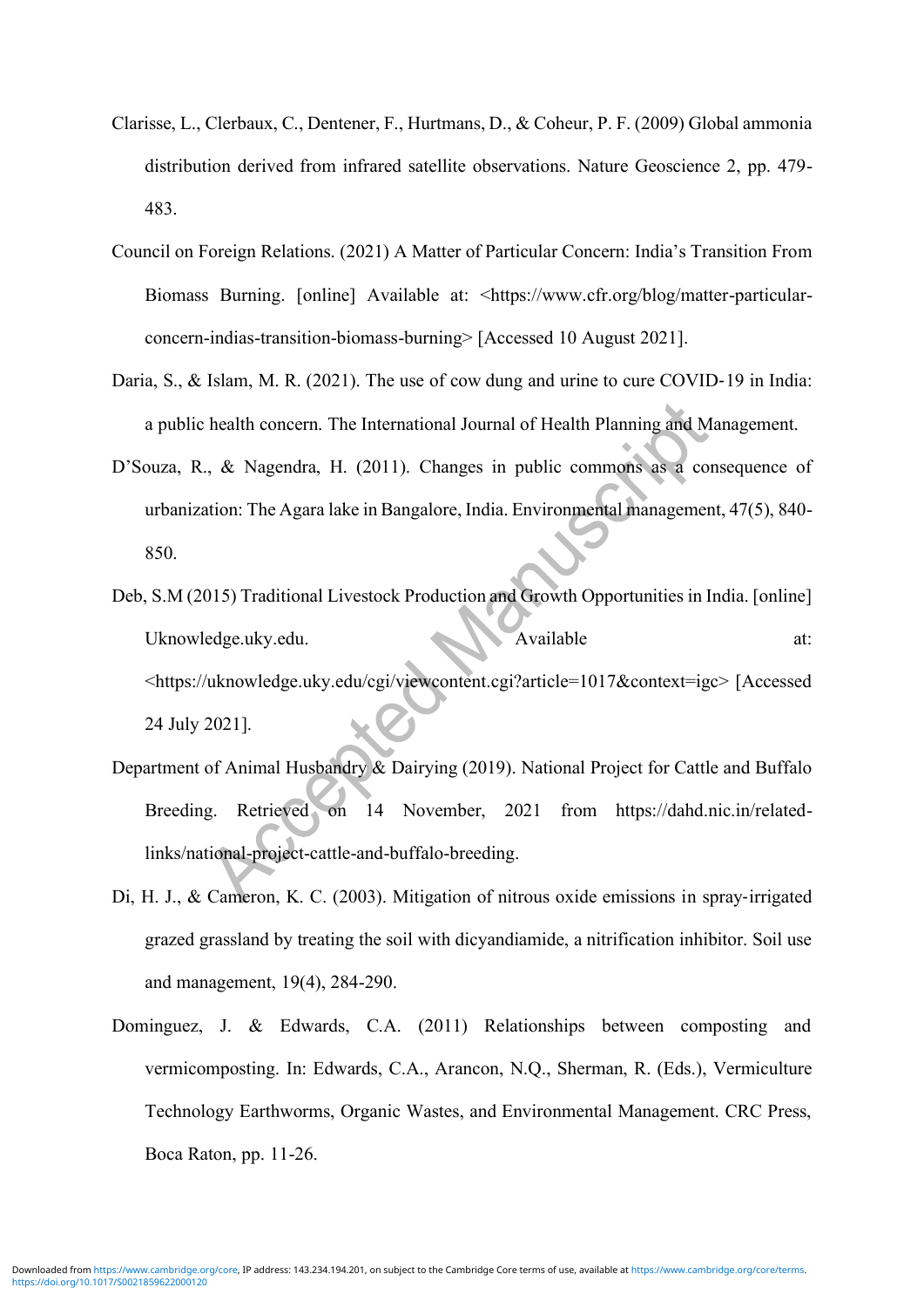Clarisse, L., Clerbaux, C., Dentener, F., Hurtmans, D., & Coheur, P. F. (2009) Global ammonia distribution derived from infrared satellite observations. Nature Geoscience 2, pp. 479-483.

Council on Foreign Relations. (2021) A Matter of Particular Concern: India's Transition From Biomass Burning. [online] Available at: <https://www.cfr.org/blog/matter-particular-concern-indias-transition-biomass-burning> [Accessed 10 August 2021].

Daria, S., & Islam, M. R. (2021). The use of cow dung and urine to cure COVID-19 in India: a public health concern. The International Journal of Health Planning and Management.

D'Souza, R., & Nagendra, H. (2011). Changes in public commons as a consequence of urbanization: The Agara lake in Bangalore, India. Environmental management, 47(5), 840-850.

Deb, S.M (2015) Traditional Livestock Production and Growth Opportunities in India. [online] Uknowledge.uky.edu. Available at: <https://uknowledge.uky.edu/cgi/viewcontent.cgi?article=1017&context=igc> [Accessed 24 July 2021].

Department of Animal Husbandry & Dairying (2019). National Project for Cattle and Buffalo Breeding. Retrieved on 14 November, 2021 from https://dahd.nic.in/related-links/national-project-cattle-and-buffalo-breeding.

Di, H. J., & Cameron, K. C. (2003). Mitigation of nitrous oxide emissions in spray-irrigated grazed grassland by treating the soil with dicyandiamide, a nitrification inhibitor. Soil use and management, 19(4), 284-290.

Dominguez, J. & Edwards, C.A. (2011) Relationships between composting and vermicomposting. In: Edwards, C.A., Arancon, N.Q., Sherman, R. (Eds.), Vermiculture Technology Earthworms, Organic Wastes, and Environmental Management. CRC Press, Boca Raton, pp. 11-26.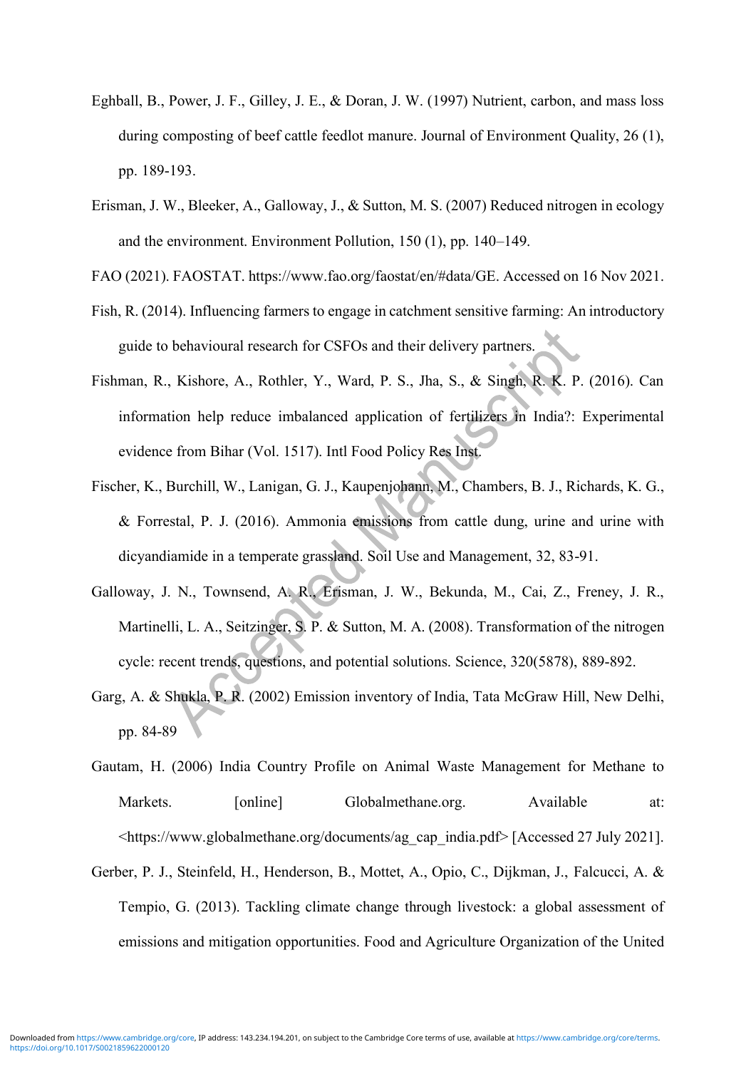Eghball, B., Power, J. F., Gilley, J. E., & Doran, J. W. (1997) Nutrient, carbon, and mass loss during composting of beef cattle feedlot manure. Journal of Environment Quality, 26 (1), pp. 189-193.

Erisman, J. W., Bleeker, A., Galloway, J., & Sutton, M. S. (2007) Reduced nitrogen in ecology and the environment. Environment Pollution, 150 (1), pp. 140–149.

FAO (2021). FAOSTAT. https://www.fao.org/faostat/en/#data/GE. Accessed on 16 Nov 2021.

Fish, R. (2014). Influencing farmers to engage in catchment sensitive farming: An introductory guide to behavioural research for CSFOs and their delivery partners.

Fishman, R., Kishore, A., Rothler, Y., Ward, P. S., Jha, S., & Singh, R. K. P. (2016). Can information help reduce imbalanced application of fertilizers in India?: Experimental evidence from Bihar (Vol. 1517). Intl Food Policy Res Inst.

Fischer, K., Burchill, W., Lanigan, G. J., Kaupenjohann, M., Chambers, B. J., Richards, K. G., & Forrestal, P. J. (2016). Ammonia emissions from cattle dung, urine and urine with dicyandiamide in a temperate grassland. Soil Use and Management, 32, 83-91.

Galloway, J. N., Townsend, A. R., Erisman, J. W., Bekunda, M., Cai, Z., Freney, J. R., Martinelli, L. A., Seitzinger, S. P. & Sutton, M. A. (2008). Transformation of the nitrogen cycle: recent trends, questions, and potential solutions. Science, 320(5878), 889-892.

Garg, A. & Shukla, P. R. (2002) Emission inventory of India, Tata McGraw Hill, New Delhi, pp. 84-89

Gautam, H. (2006) India Country Profile on Animal Waste Management for Methane to Markets. [online] Globalmethane.org. Available at: <https://www.globalmethane.org/documents/ag_cap_india.pdf> [Accessed 27 July 2021].

Gerber, P. J., Steinfeld, H., Henderson, B., Mottet, A., Opio, C., Dijkman, J., Falcucci, A. & Tempio, G. (2013). Tackling climate change through livestock: a global assessment of emissions and mitigation opportunities. Food and Agriculture Organization of the United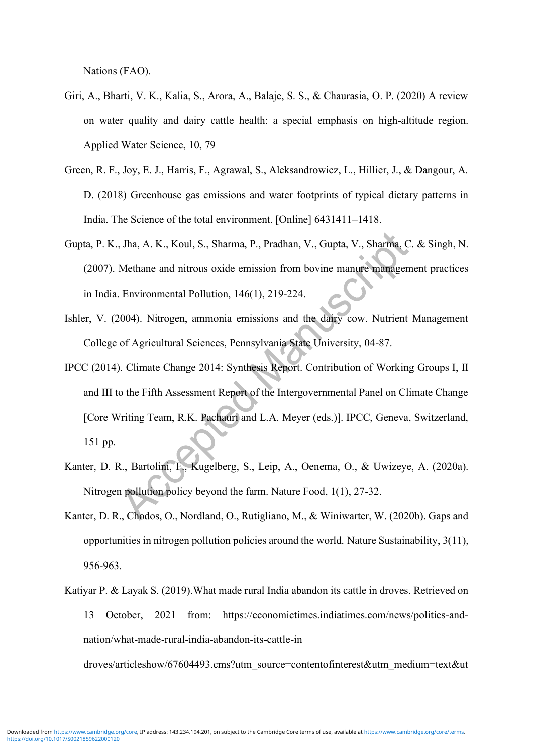Nations (FAO).

Giri, A., Bharti, V. K., Kalia, S., Arora, A., Balaje, S. S., & Chaurasia, O. P. (2020) A review on water quality and dairy cattle health: a special emphasis on high-altitude region. Applied Water Science, 10, 79

Green, R. F., Joy, E. J., Harris, F., Agrawal, S., Aleksandrowicz, L., Hillier, J., & Dangour, A. D. (2018) Greenhouse gas emissions and water footprints of typical dietary patterns in India. The Science of the total environment. [Online] 6431411–1418.

Gupta, P. K., Jha, A. K., Koul, S., Sharma, P., Pradhan, V., Gupta, V., Sharma, C. & Singh, N. (2007). Methane and nitrous oxide emission from bovine manure management practices in India. Environmental Pollution, 146(1), 219-224.

Ishler, V. (2004). Nitrogen, ammonia emissions and the dairy cow. Nutrient Management College of Agricultural Sciences, Pennsylvania State University, 04-87.

IPCC (2014). Climate Change 2014: Synthesis Report. Contribution of Working Groups I, II and III to the Fifth Assessment Report of the Intergovernmental Panel on Climate Change [Core Writing Team, R.K. Pachauri and L.A. Meyer (eds.)]. IPCC, Geneva, Switzerland, 151 pp.

Kanter, D. R., Bartolini, F., Kugelberg, S., Leip, A., Oenema, O., & Uwizeye, A. (2020a). Nitrogen pollution policy beyond the farm. Nature Food, 1(1), 27-32.

Kanter, D. R., Chodos, O., Nordland, O., Rutigliano, M., & Winiwarter, W. (2020b). Gaps and opportunities in nitrogen pollution policies around the world. Nature Sustainability, 3(11), 956-963.

Katiyar P. & Layak S. (2019).What made rural India abandon its cattle in droves. Retrieved on 13 October, 2021 from: https://economictimes.indiatimes.com/news/politics-and-nation/what-made-rural-india-abandon-its-cattle-in droves/articleshow/67604493.cms?utm_source=contentofinterest&utm_medium=text&ut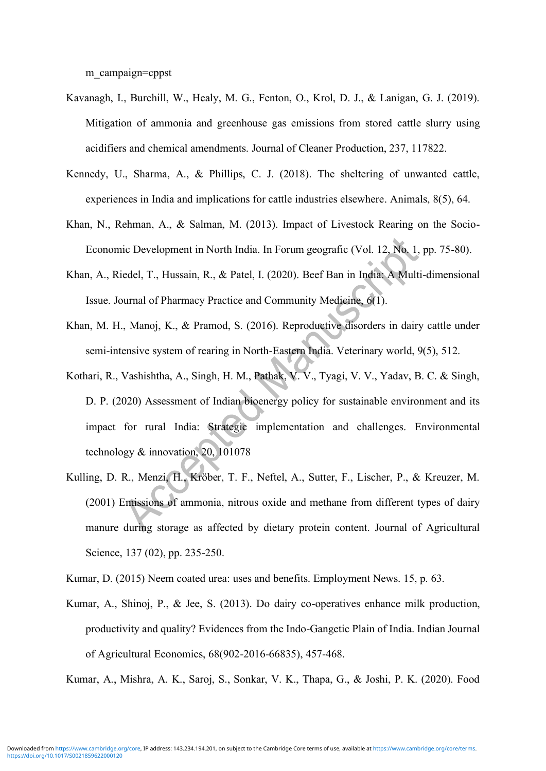m_campaign=cppst

Kavanagh, I., Burchill, W., Healy, M. G., Fenton, O., Krol, D. J., & Lanigan, G. J. (2019). Mitigation of ammonia and greenhouse gas emissions from stored cattle slurry using acidifiers and chemical amendments. Journal of Cleaner Production, 237, 117822.

Kennedy, U., Sharma, A., & Phillips, C. J. (2018). The sheltering of unwanted cattle, experiences in India and implications for cattle industries elsewhere. Animals, 8(5), 64.

Khan, N., Rehman, A., & Salman, M. (2013). Impact of Livestock Rearing on the Socio-Economic Development in North India. In Forum geografic (Vol. 12, No. 1, pp. 75-80).

Khan, A., Riedel, T., Hussain, R., & Patel, I. (2020). Beef Ban in India: A Multi-dimensional Issue. Journal of Pharmacy Practice and Community Medicine, 6(1).

Khan, M. H., Manoj, K., & Pramod, S. (2016). Reproductive disorders in dairy cattle under semi-intensive system of rearing in North-Eastern India. Veterinary world, 9(5), 512.

Kothari, R., Vashishtha, A., Singh, H. M., Pathak, V. V., Tyagi, V. V., Yadav, B. C. & Singh, D. P. (2020) Assessment of Indian bioenergy policy for sustainable environment and its impact for rural India: Strategic implementation and challenges. Environmental technology & innovation, 20, 101078

Kulling, D. R., Menzi, H., Kröber, T. F., Neftel, A., Sutter, F., Lischer, P., & Kreuzer, M. (2001) Emissions of ammonia, nitrous oxide and methane from different types of dairy manure during storage as affected by dietary protein content. Journal of Agricultural Science, 137 (02), pp. 235-250.

Kumar, D. (2015) Neem coated urea: uses and benefits. Employment News. 15, p. 63.

Kumar, A., Shinoj, P., & Jee, S. (2013). Do dairy co-operatives enhance milk production, productivity and quality? Evidences from the Indo-Gangetic Plain of India. Indian Journal of Agricultural Economics, 68(902-2016-66835), 457-468.

Kumar, A., Mishra, A. K., Saroj, S., Sonkar, V. K., Thapa, G., & Joshi, P. K. (2020). Food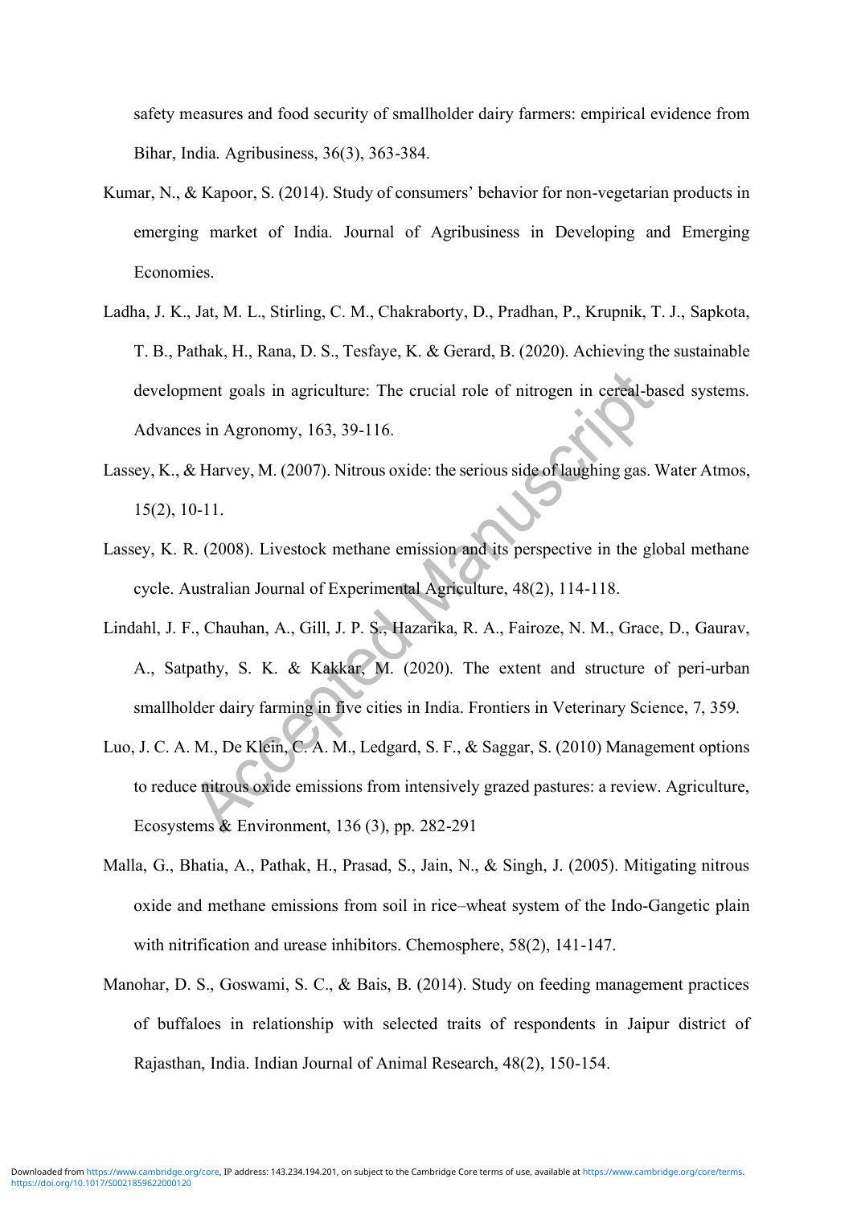safety measures and food security of smallholder dairy farmers: empirical evidence from Bihar, India. Agribusiness, 36(3), 363-384.

Kumar, N., & Kapoor, S. (2014). Study of consumers' behavior for non-vegetarian products in emerging market of India. Journal of Agribusiness in Developing and Emerging Economies.

Ladha, J. K., Jat, M. L., Stirling, C. M., Chakraborty, D., Pradhan, P., Krupnik, T. J., Sapkota, T. B., Pathak, H., Rana, D. S., Tesfaye, K. & Gerard, B. (2020). Achieving the sustainable development goals in agriculture: The crucial role of nitrogen in cereal-based systems. Advances in Agronomy, 163, 39-116.

Lassey, K., & Harvey, M. (2007). Nitrous oxide: the serious side of laughing gas. Water Atmos, 15(2), 10-11.

Lassey, K. R. (2008). Livestock methane emission and its perspective in the global methane cycle. Australian Journal of Experimental Agriculture, 48(2), 114-118.

Lindahl, J. F., Chauhan, A., Gill, J. P. S., Hazarika, R. A., Fairoze, N. M., Grace, D., Gaurav, A., Satpathy, S. K. & Kakkar, M. (2020). The extent and structure of peri-urban smallholder dairy farming in five cities in India. Frontiers in Veterinary Science, 7, 359.

Luo, J. C. A. M., De Klein, C. A. M., Ledgard, S. F., & Saggar, S. (2010) Management options to reduce nitrous oxide emissions from intensively grazed pastures: a review. Agriculture, Ecosystems & Environment, 136 (3), pp. 282-291

Malla, G., Bhatia, A., Pathak, H., Prasad, S., Jain, N., & Singh, J. (2005). Mitigating nitrous oxide and methane emissions from soil in rice–wheat system of the Indo-Gangetic plain with nitrification and urease inhibitors. Chemosphere, 58(2), 141-147.

Manohar, D. S., Goswami, S. C., & Bais, B. (2014). Study on feeding management practices of buffaloes in relationship with selected traits of respondents in Jaipur district of Rajasthan, India. Indian Journal of Animal Research, 48(2), 150-154.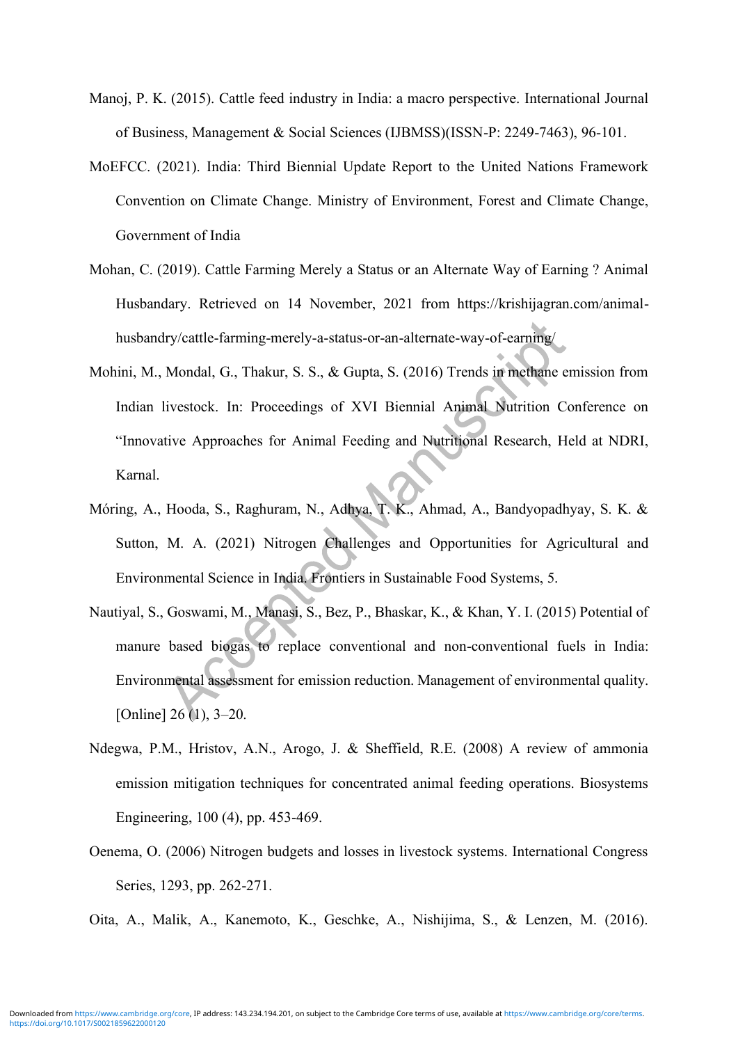Manoj, P. K. (2015). Cattle feed industry in India: a macro perspective. International Journal of Business, Management & Social Sciences (IJBMSS)(ISSN-P: 2249-7463), 96-101.

MoEFCC. (2021). India: Third Biennial Update Report to the United Nations Framework Convention on Climate Change. Ministry of Environment, Forest and Climate Change, Government of India

Mohan, C. (2019). Cattle Farming Merely a Status or an Alternate Way of Earning ? Animal Husbandary. Retrieved on 14 November, 2021 from https://krishijagran.com/animal-husbandry/cattle-farming-merely-a-status-or-an-alternate-way-of-earning/

Mohini, M., Mondal, G., Thakur, S. S., & Gupta, S. (2016) Trends in methane emission from Indian livestock. In: Proceedings of XVI Biennial Animal Nutrition Conference on "Innovative Approaches for Animal Feeding and Nutritional Research, Held at NDRI, Karnal.

Móring, A., Hooda, S., Raghuram, N., Adhya, T. K., Ahmad, A., Bandyopadhyay, S. K. & Sutton, M. A. (2021) Nitrogen Challenges and Opportunities for Agricultural and Environmental Science in India. Frontiers in Sustainable Food Systems, 5.

Nautiyal, S., Goswami, M., Manasi, S., Bez, P., Bhaskar, K., & Khan, Y. I. (2015) Potential of manure based biogas to replace conventional and non-conventional fuels in India: Environmental assessment for emission reduction. Management of environmental quality. [Online] 26 (1), 3–20.

Ndegwa, P.M., Hristov, A.N., Arogo, J. & Sheffield, R.E. (2008) A review of ammonia emission mitigation techniques for concentrated animal feeding operations. Biosystems Engineering, 100 (4), pp. 453-469.

Oenema, O. (2006) Nitrogen budgets and losses in livestock systems. International Congress Series, 1293, pp. 262-271.

Oita, A., Malik, A., Kanemoto, K., Geschke, A., Nishijima, S., & Lenzen, M. (2016).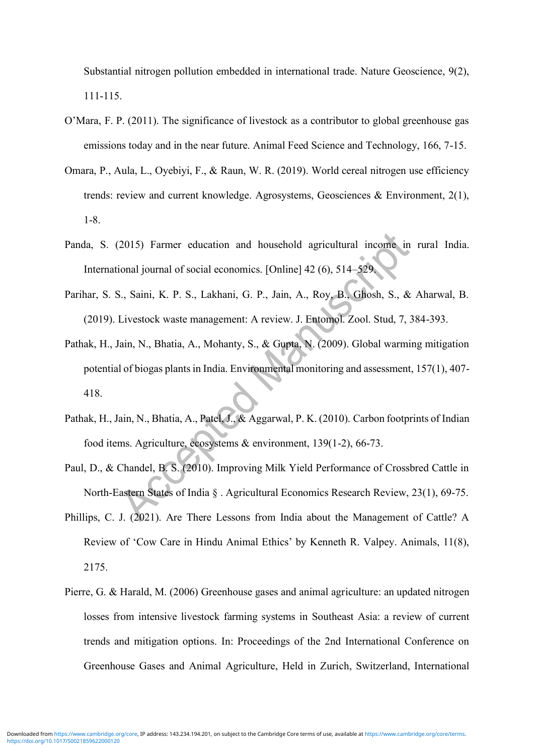Substantial nitrogen pollution embedded in international trade. Nature Geoscience, 9(2), 111-115.

O'Mara, F. P. (2011). The significance of livestock as a contributor to global greenhouse gas emissions today and in the near future. Animal Feed Science and Technology, 166, 7-15.

Omara, P., Aula, L., Oyebiyi, F., & Raun, W. R. (2019). World cereal nitrogen use efficiency trends: review and current knowledge. Agrosystems, Geosciences & Environment, 2(1), 1-8.

Panda, S. (2015) Farmer education and household agricultural income in rural India. International journal of social economics. [Online] 42 (6), 514–529.

Parihar, S. S., Saini, K. P. S., Lakhani, G. P., Jain, A., Roy, B., Ghosh, S., & Aharwal, B. (2019). Livestock waste management: A review. J. Entomol. Zool. Stud, 7, 384-393.

Pathak, H., Jain, N., Bhatia, A., Mohanty, S., & Gupta, N. (2009). Global warming mitigation potential of biogas plants in India. Environmental monitoring and assessment, 157(1), 407-418.

Pathak, H., Jain, N., Bhatia, A., Patel, J., & Aggarwal, P. K. (2010). Carbon footprints of Indian food items. Agriculture, ecosystems & environment, 139(1-2), 66-73.

Paul, D., & Chandel, B. S. (2010). Improving Milk Yield Performance of Crossbred Cattle in North-Eastern States of India § . Agricultural Economics Research Review, 23(1), 69-75.

Phillips, C. J. (2021). Are There Lessons from India about the Management of Cattle? A Review of 'Cow Care in Hindu Animal Ethics' by Kenneth R. Valpey. Animals, 11(8), 2175.

Pierre, G. & Harald, M. (2006) Greenhouse gases and animal agriculture: an updated nitrogen losses from intensive livestock farming systems in Southeast Asia: a review of current trends and mitigation options. In: Proceedings of the 2nd International Conference on Greenhouse Gases and Animal Agriculture, Held in Zurich, Switzerland, International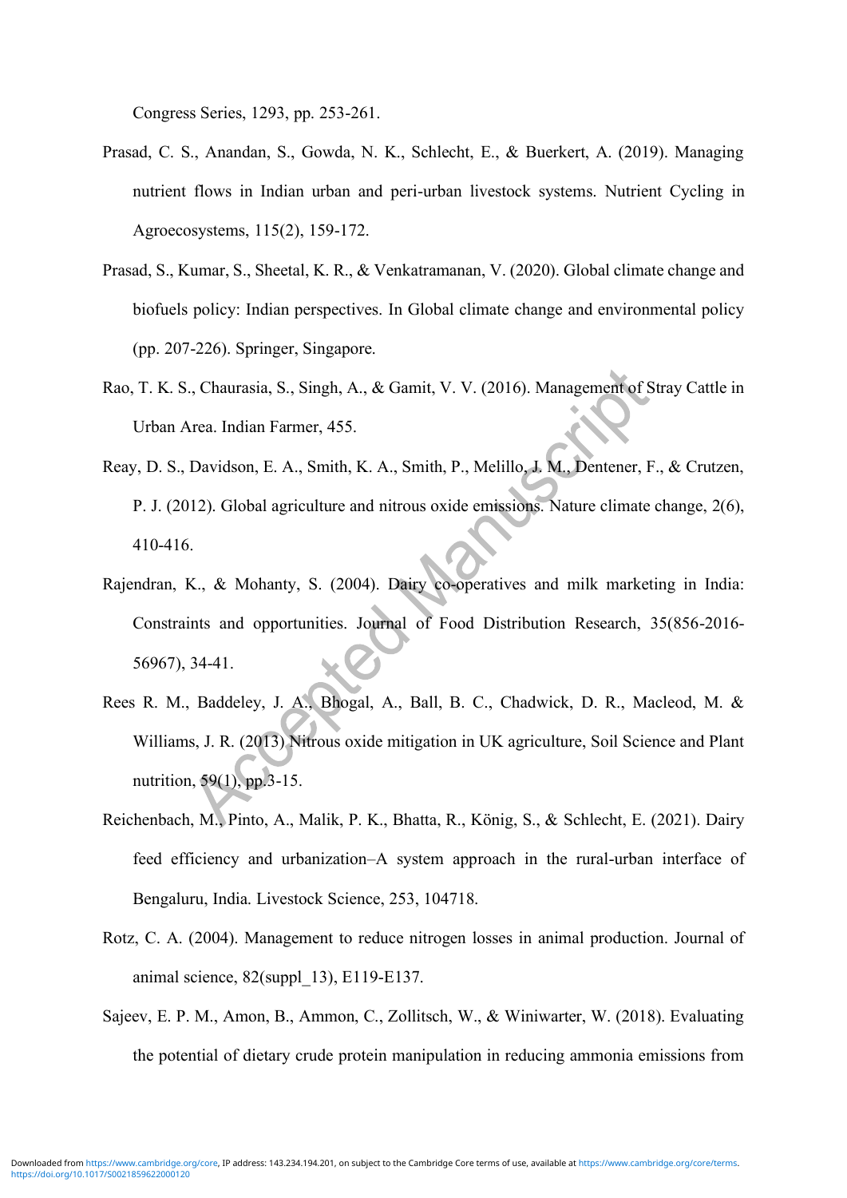Congress Series, 1293, pp. 253-261.

Prasad, C. S., Anandan, S., Gowda, N. K., Schlecht, E., & Buerkert, A. (2019). Managing nutrient flows in Indian urban and peri-urban livestock systems. Nutrient Cycling in Agroecosystems, 115(2), 159-172.

Prasad, S., Kumar, S., Sheetal, K. R., & Venkatramanan, V. (2020). Global climate change and biofuels policy: Indian perspectives. In Global climate change and environmental policy (pp. 207-226). Springer, Singapore.

Rao, T. K. S., Chaurasia, S., Singh, A., & Gamit, V. V. (2016). Management of Stray Cattle in Urban Area. Indian Farmer, 455.

Reay, D. S., Davidson, E. A., Smith, K. A., Smith, P., Melillo, J. M., Dentener, F., & Crutzen, P. J. (2012). Global agriculture and nitrous oxide emissions. Nature climate change, 2(6), 410-416.

Rajendran, K., & Mohanty, S. (2004). Dairy co-operatives and milk marketing in India: Constraints and opportunities. Journal of Food Distribution Research, 35(856-2016-56967), 34-41.

Rees R. M., Baddeley, J. A., Bhogal, A., Ball, B. C., Chadwick, D. R., Macleod, M. & Williams, J. R. (2013) Nitrous oxide mitigation in UK agriculture, Soil Science and Plant nutrition, 59(1), pp.3-15.

Reichenbach, M., Pinto, A., Malik, P. K., Bhatta, R., König, S., & Schlecht, E. (2021). Dairy feed efficiency and urbanization–A system approach in the rural-urban interface of Bengaluru, India. Livestock Science, 253, 104718.

Rotz, C. A. (2004). Management to reduce nitrogen losses in animal production. Journal of animal science, 82(suppl_13), E119-E137.

Sajeev, E. P. M., Amon, B., Ammon, C., Zollitsch, W., & Winiwarter, W. (2018). Evaluating the potential of dietary crude protein manipulation in reducing ammonia emissions from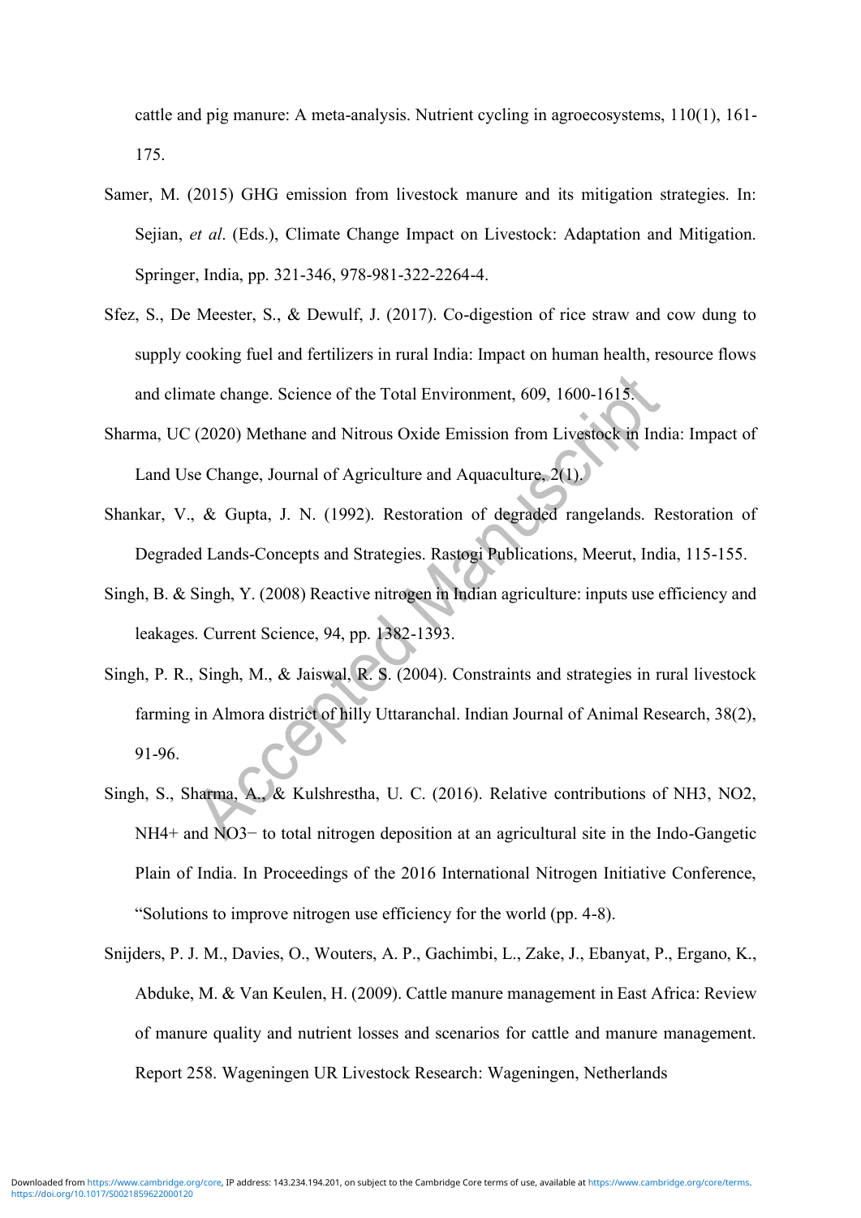cattle and pig manure: A meta-analysis. Nutrient cycling in agroecosystems, 110(1), 161-175.

Samer, M. (2015) GHG emission from livestock manure and its mitigation strategies. In: Sejian, *et al*. (Eds.), Climate Change Impact on Livestock: Adaptation and Mitigation. Springer, India, pp. 321-346, 978-981-322-2264-4.

Sfez, S., De Meester, S., & Dewulf, J. (2017). Co-digestion of rice straw and cow dung to supply cooking fuel and fertilizers in rural India: Impact on human health, resource flows and climate change. Science of the Total Environment, 609, 1600-1615.

Sharma, UC (2020) Methane and Nitrous Oxide Emission from Livestock in India: Impact of Land Use Change, Journal of Agriculture and Aquaculture, 2(1).

Shankar, V., & Gupta, J. N. (1992). Restoration of degraded rangelands. Restoration of Degraded Lands-Concepts and Strategies. Rastogi Publications, Meerut, India, 115-155.

Singh, B. & Singh, Y. (2008) Reactive nitrogen in Indian agriculture: inputs use efficiency and leakages. Current Science, 94, pp. 1382-1393.

Singh, P. R., Singh, M., & Jaiswal, R. S. (2004). Constraints and strategies in rural livestock farming in Almora district of hilly Uttaranchal. Indian Journal of Animal Research, 38(2), 91-96.

Singh, S., Sharma, A., & Kulshrestha, U. C. (2016). Relative contributions of NH3, NO2, NH4+ and NO3− to total nitrogen deposition at an agricultural site in the Indo-Gangetic Plain of India. In Proceedings of the 2016 International Nitrogen Initiative Conference, "Solutions to improve nitrogen use efficiency for the world (pp. 4-8).

Snijders, P. J. M., Davies, O., Wouters, A. P., Gachimbi, L., Zake, J., Ebanyat, P., Ergano, K., Abduke, M. & Van Keulen, H. (2009). Cattle manure management in East Africa: Review of manure quality and nutrient losses and scenarios for cattle and manure management. Report 258. Wageningen UR Livestock Research: Wageningen, Netherlands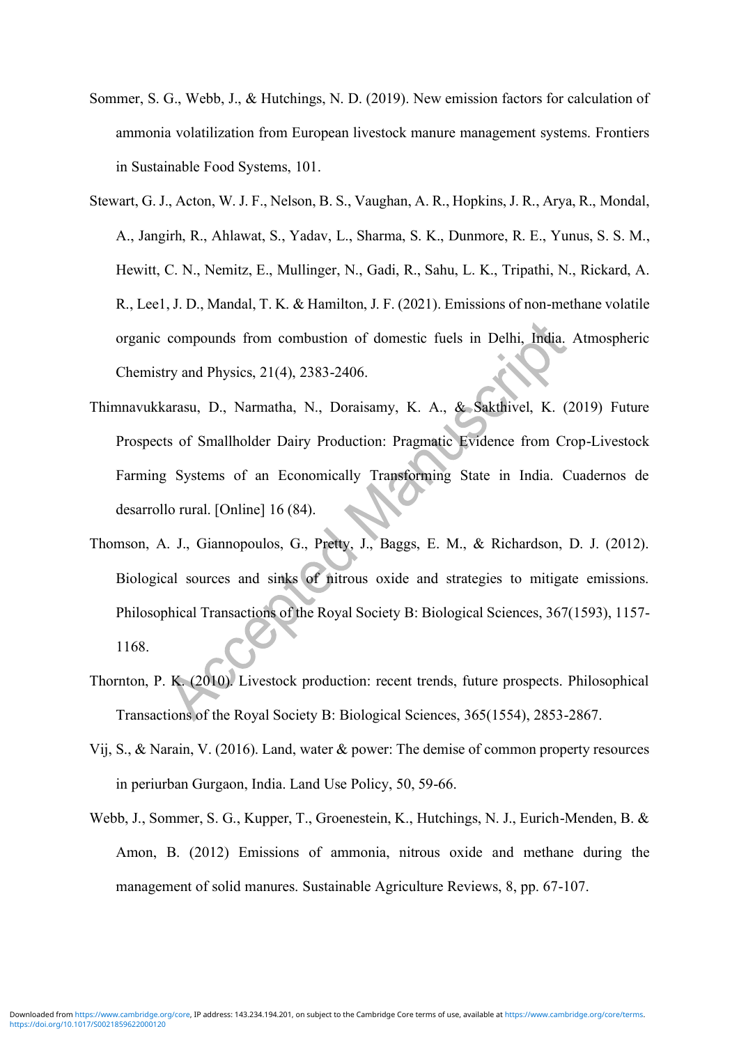Sommer, S. G., Webb, J., & Hutchings, N. D. (2019). New emission factors for calculation of ammonia volatilization from European livestock manure management systems. Frontiers in Sustainable Food Systems, 101.

Stewart, G. J., Acton, W. J. F., Nelson, B. S., Vaughan, A. R., Hopkins, J. R., Arya, R., Mondal, A., Jangirh, R., Ahlawat, S., Yadav, L., Sharma, S. K., Dunmore, R. E., Yunus, S. S. M., Hewitt, C. N., Nemitz, E., Mullinger, N., Gadi, R., Sahu, L. K., Tripathi, N., Rickard, A. R., Lee1, J. D., Mandal, T. K. & Hamilton, J. F. (2021). Emissions of non-methane volatile organic compounds from combustion of domestic fuels in Delhi, India. Atmospheric Chemistry and Physics, 21(4), 2383-2406.

Thimnavukkarasu, D., Narmatha, N., Doraisamy, K. A., & Sakthivel, K. (2019) Future Prospects of Smallholder Dairy Production: Pragmatic Evidence from Crop-Livestock Farming Systems of an Economically Transforming State in India. Cuadernos de desarrollo rural. [Online] 16 (84).

Thomson, A. J., Giannopoulos, G., Pretty, J., Baggs, E. M., & Richardson, D. J. (2012). Biological sources and sinks of nitrous oxide and strategies to mitigate emissions. Philosophical Transactions of the Royal Society B: Biological Sciences, 367(1593), 1157-1168.

Thornton, P. K. (2010). Livestock production: recent trends, future prospects. Philosophical Transactions of the Royal Society B: Biological Sciences, 365(1554), 2853-2867.

Vij, S., & Narain, V. (2016). Land, water & power: The demise of common property resources in periurban Gurgaon, India. Land Use Policy, 50, 59-66.

Webb, J., Sommer, S. G., Kupper, T., Groenestein, K., Hutchings, N. J., Eurich-Menden, B. & Amon, B. (2012) Emissions of ammonia, nitrous oxide and methane during the management of solid manures. Sustainable Agriculture Reviews, 8, pp. 67-107.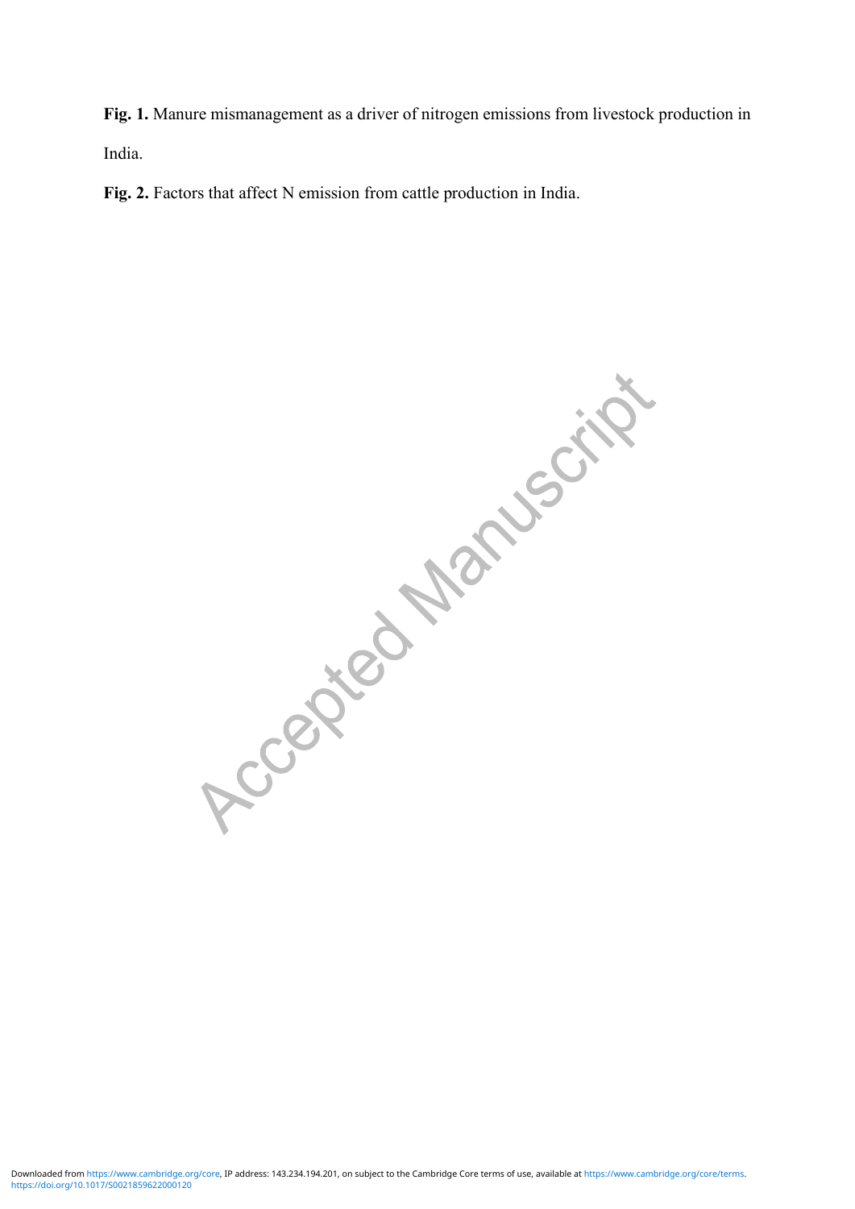**Fig. 1.** Manure mismanagement as a driver of nitrogen emissions from livestock production in India.

**Fig. 2.** Factors that affect N emission from cattle production in India.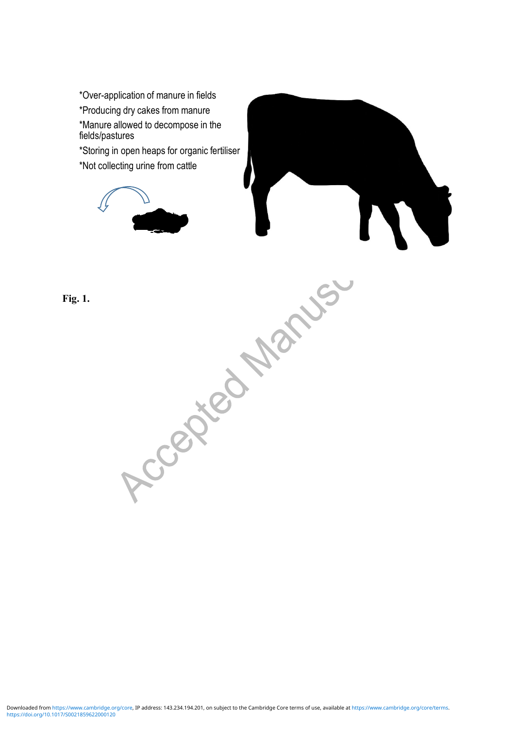*Over-application of manure in fields

*Producing dry cakes from manure

*Manure allowed to decompose in the fields/pastures

*Storing in open heaps for organic fertiliser

*Not collecting urine from cattle

**Fig. 1.**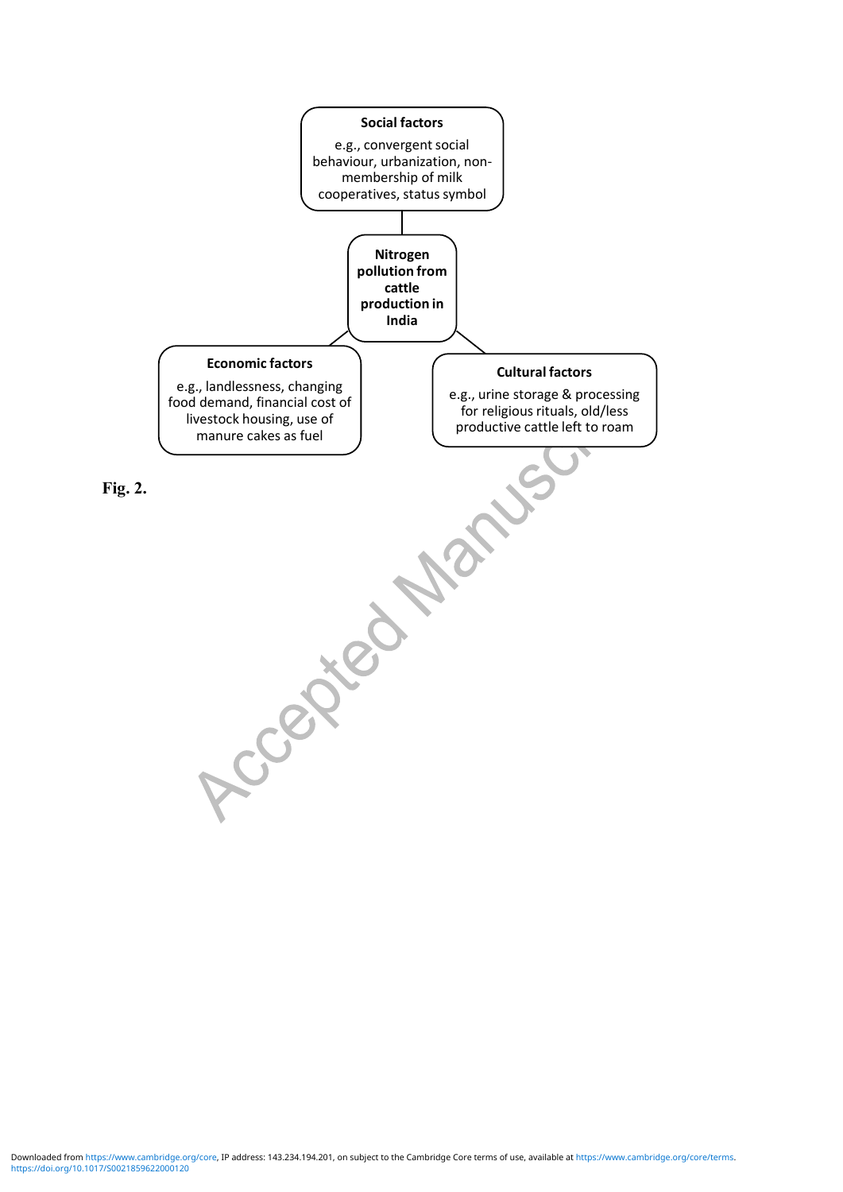Social factors

e.g., convergent social behaviour, urbanization, non-membership of milk cooperatives, status symbol

Nitrogen pollution from cattle production in India

Economic factors

e.g., landlessness, changing food demand, financial cost of livestock housing, use of manure cakes as fuel

Cultural factors

e.g., urine storage & processing for religious rituals, old/less productive cattle left to roam

**Fig. 2.**